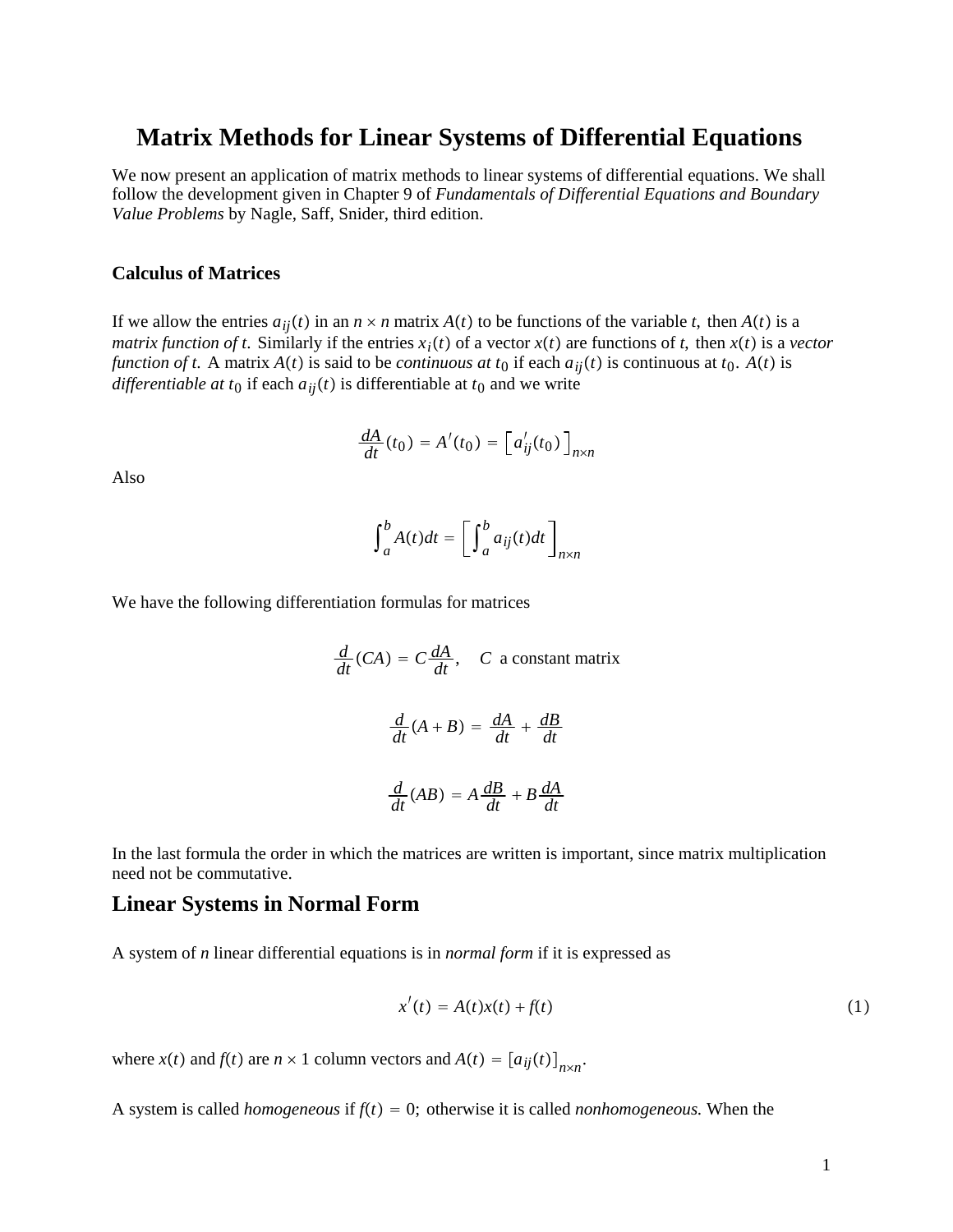# Matrix Methods for Linear Systems of Differential Equations

We now present an application of matrix methods to linear systems of differential equations. We shall follow the development given in Chapter 9 of *Fundamentals of Differential Equations and Boundary Value Problems* by Nagle, Saff, Snider, third edition.

### Calculus of Matrices

If we allow the entries $a_{ij}(t)$ in an $n \times n$ matrix $A(t)$ to be functions of the variable $t$, then $A(t)$ is a *matrix function of t.* Similarly if the entries $x_i(t)$ of a vector $x(t)$ are functions of $t$, then $x(t)$ is a *vector function of t.* A matrix $A(t)$ is said to be *continuous at* $t_0$ if each $a_{ij}(t)$ is continuous at $t_0$. $A(t)$ is *differentiable at* $t_0$ if each $a_{ij}(t)$ is differentiable at $t_0$ and we write

$$\frac{dA}{dt}(t_0) = A'(t_0) = \left[a'_{ij}(t_0)\right]_{n\times n}$$

Also

$$\int_a^b A(t)dt = \left[\int_a^b a_{ij}(t)dt\right]_{n\times n}$$

We have the following differentiation formulas for matrices

$$\frac{d}{dt}(CA) = C\frac{dA}{dt}, \quad C \text{ a constant matrix}$$

$$\frac{d}{dt}(A+B) = \frac{dA}{dt} + \frac{dB}{dt}$$

$$\frac{d}{dt}(AB) = A\frac{dB}{dt} + B\frac{dA}{dt}$$

In the last formula the order in which the matrices are written is important, since matrix multiplication need not be commutative.

## Linear Systems in Normal Form

A system of $n$ linear differential equations is in *normal form* if it is expressed as

$$x'(t) = A(t)x(t) + f(t) \tag{1}$$

where $x(t)$ and $f(t)$ are $n \times 1$ column vectors and $A(t) = [a_{ij}(t)]_{n\times n}$.

A system is called *homogeneous* if $f(t) = 0$; otherwise it is called *nonhomogeneous.* When the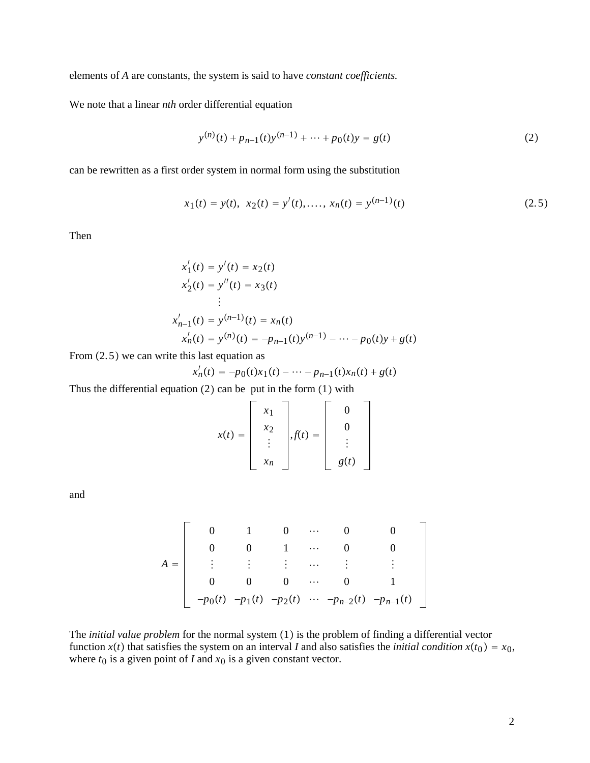elements of $A$ are constants, the system is said to have *constant coefficients.*

We note that a linear *nth* order differential equation

$$y^{(n)}(t) + p_{n-1}(t)y^{(n-1)} + \cdots + p_0(t)y = g(t) \tag{2}$$

can be rewritten as a first order system in normal form using the substitution

$$x_1(t) = y(t),\ \ x_2(t) = y'(t), \ldots,\ x_n(t) = y^{(n-1)}(t) \tag{2.5}$$

Then

$$\begin{aligned}
x_1'(t) &= y'(t) = x_2(t) \\
x_2'(t) &= y''(t) = x_3(t) \\
&\ \vdots \\
x_{n-1}'(t) &= y^{(n-1)}(t) = x_n(t) \\
x_n'(t) &= y^{(n)}(t) = -p_{n-1}(t)y^{(n-1)} - \cdots - p_0(t)y + g(t)
\end{aligned}$$

From $(2.5)$ we can write this last equation as

$$x_n'(t) = -p_0(t)x_1(t) - \cdots - p_{n-1}(t)x_n(t) + g(t)$$

Thus the differential equation $(2)$ can be put in the form $(1)$ with

$$x(t) = \begin{bmatrix} x_1 \\ x_2 \\ \vdots \\ x_n \end{bmatrix}, f(t) = \begin{bmatrix} 0 \\ 0 \\ \vdots \\ g(t) \end{bmatrix}$$

and

$$A = \begin{bmatrix} 0 & 1 & 0 & \cdots & 0 & 0 \\ 0 & 0 & 1 & \cdots & 0 & 0 \\ \vdots & \vdots & \vdots & \cdots & \vdots & \vdots \\ 0 & 0 & 0 & \cdots & 0 & 1 \\ -p_0(t) & -p_1(t) & -p_2(t) & \cdots & -p_{n-2}(t) & -p_{n-1}(t) \end{bmatrix}$$

The *initial value problem* for the normal system $(1)$ is the problem of finding a differential vector function $x(t)$ that satisfies the system on an interval $I$ and also satisfies the *initial condition* $x(t_0) = x_0$, where $t_0$ is a given point of $I$ and $x_0$ is a given constant vector.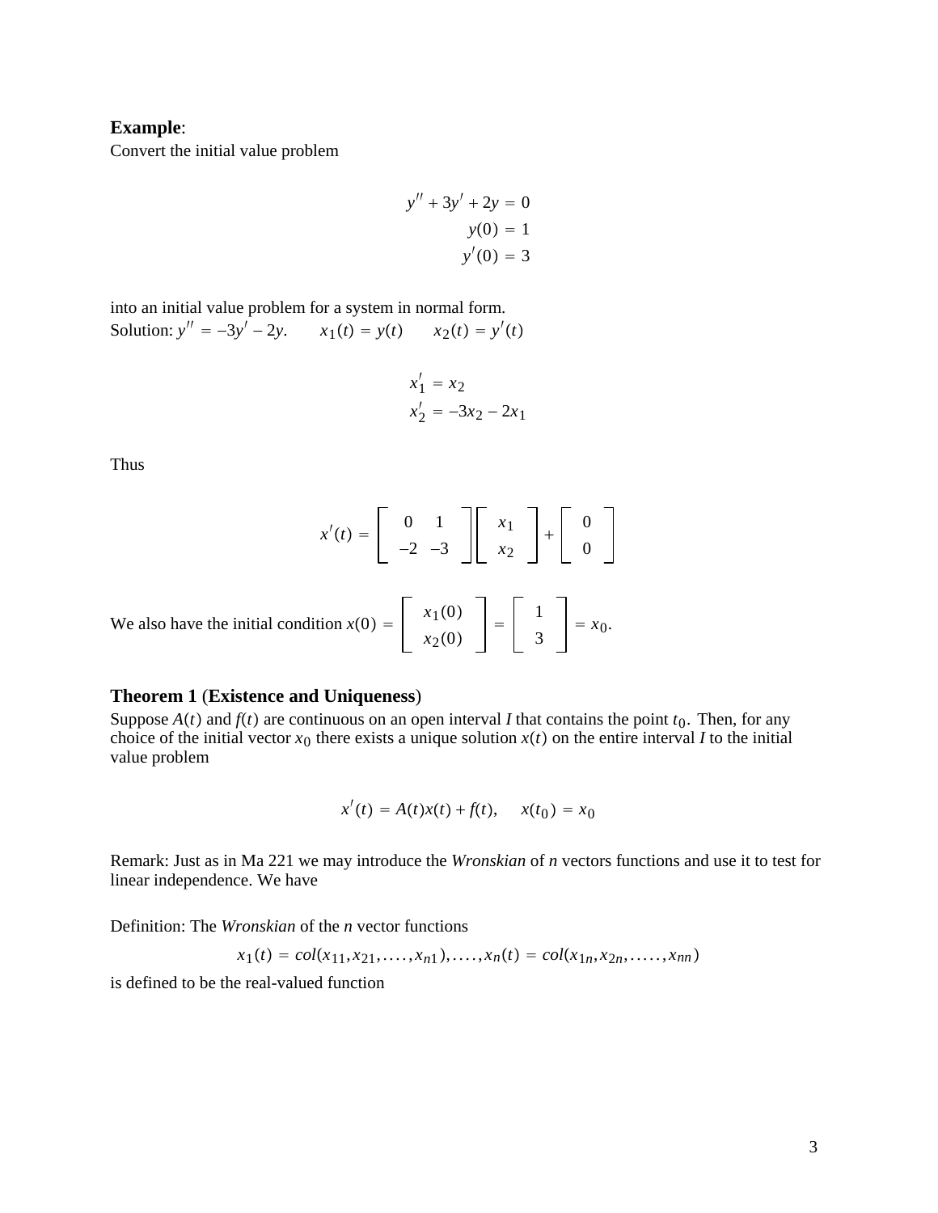**Example**:
Convert the initial value problem

$$
\begin{aligned}
y'' + 3y' + 2y &= 0 \\
y(0) &= 1 \\
y'(0) &= 3
\end{aligned}
$$

into an initial value problem for a system in normal form.
Solution: $y'' = -3y' - 2y$. $\quad x_1(t) = y(t) \quad x_2(t) = y'(t)$

$$
\begin{aligned}
x_1' &= x_2 \\
x_2' &= -3x_2 - 2x_1
\end{aligned}
$$

Thus

$$
x'(t) = \begin{bmatrix} 0 & 1 \\ -2 & -3 \end{bmatrix} \begin{bmatrix} x_1 \\ x_2 \end{bmatrix} + \begin{bmatrix} 0 \\ 0 \end{bmatrix}
$$

We also have the initial condition $x(0) = \begin{bmatrix} x_1(0) \\ x_2(0) \end{bmatrix} = \begin{bmatrix} 1 \\ 3 \end{bmatrix} = x_0$.

### Theorem 1 (Existence and Uniqueness)

Suppose $A(t)$ and $f(t)$ are continuous on an open interval $I$ that contains the point $t_0$. Then, for any choice of the initial vector $x_0$ there exists a unique solution $x(t)$ on the entire interval $I$ to the initial value problem

$$
x'(t) = A(t)x(t) + f(t), \quad x(t_0) = x_0
$$

Remark: Just as in Ma 221 we may introduce the *Wronskian* of *n* vectors functions and use it to test for linear independence. We have

Definition: The *Wronskian* of the *n* vector functions

$$
x_1(t) = col(x_{11}, x_{21}, \ldots, x_{n1}), \ldots, x_n(t) = col(x_{1n}, x_{2n}, \ldots, x_{nn})
$$

is defined to be the real-valued function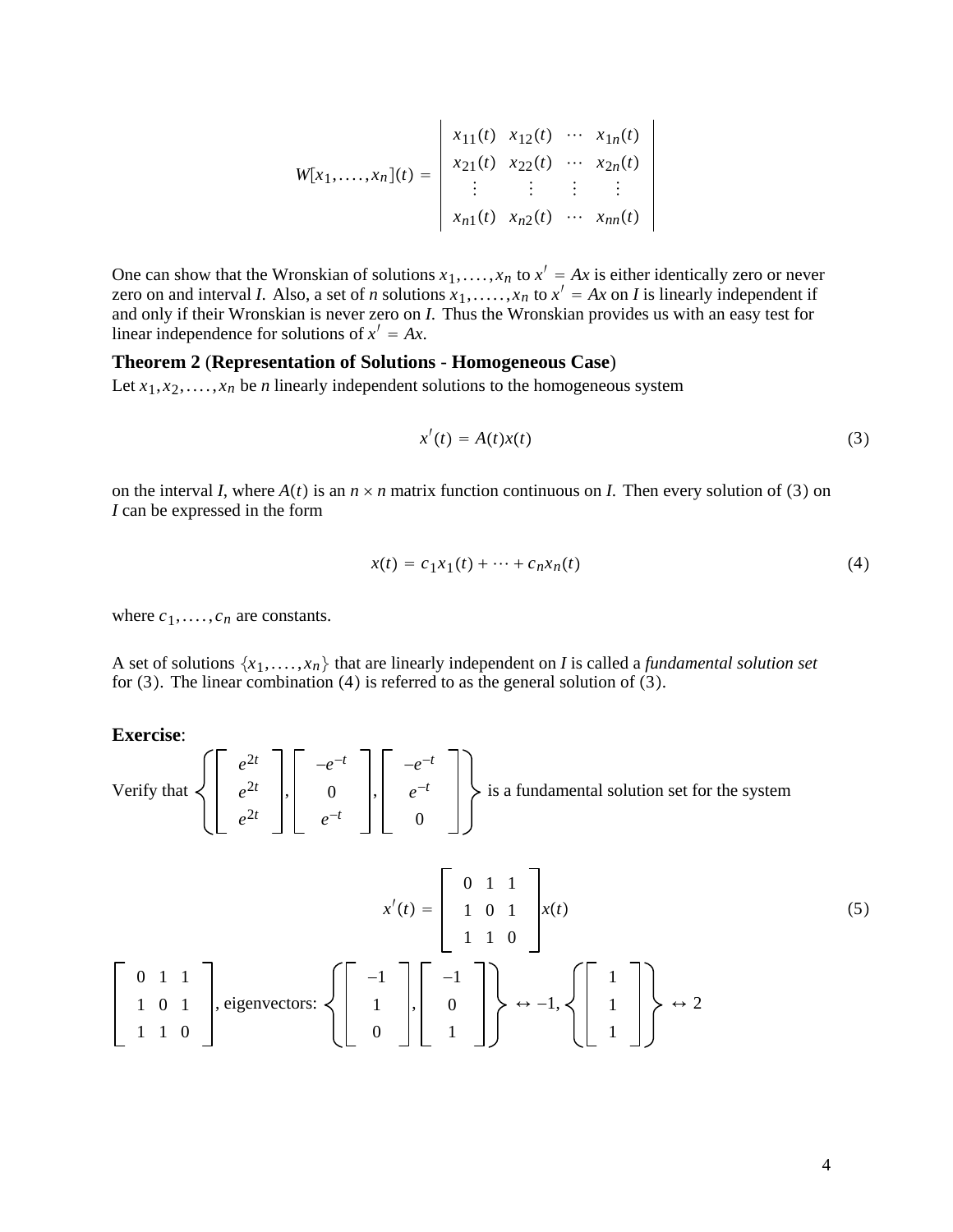$$
W[x_1, \ldots, x_n](t) = \begin{vmatrix} x_{11}(t) & x_{12}(t) & \cdots & x_{1n}(t) \\ x_{21}(t) & x_{22}(t) & \cdots & x_{2n}(t) \\ \vdots & \vdots & \vdots & \vdots \\ x_{n1}(t) & x_{n2}(t) & \cdots & x_{nn}(t) \end{vmatrix}
$$

One can show that the Wronskian of solutions $x_1, \ldots, x_n$ to $x' = Ax$ is either identically zero or never zero on and interval *I*. Also, a set of *n* solutions $x_1, \ldots\ldots, x_n$ to $x' = Ax$ on *I* is linearly independent if and only if their Wronskian is never zero on *I*. Thus the Wronskian provides us with an easy test for linear independence for solutions of $x' = Ax$.

### Theorem 2 (Representation of Solutions - Homogeneous Case)

Let $x_1, x_2, \ldots, x_n$ be *n* linearly independent solutions to the homogeneous system

$$
x'(t) = A(t)x(t) \tag{3}
$$

on the interval *I*, where $A(t)$ is an $n \times n$ matrix function continuous on *I*. Then every solution of $(3)$ on *I* can be expressed in the form

$$
x(t) = c_1 x_1(t) + \cdots + c_n x_n(t) \tag{4}
$$

where $c_1, \ldots, c_n$ are constants.

A set of solutions $\{x_1, \ldots, x_n\}$ that are linearly independent on *I* is called a *fundamental solution set* for $(3)$. The linear combination $(4)$ is referred to as the general solution of $(3)$.

**Exercise**:

Verify that $\left\{ \begin{bmatrix} e^{2t} \\ e^{2t} \\ e^{2t} \end{bmatrix}, \begin{bmatrix} -e^{-t} \\ 0 \\ e^{-t} \end{bmatrix}, \begin{bmatrix} -e^{-t} \\ e^{-t} \\ 0 \end{bmatrix} \right\}$ is a fundamental solution set for the system

$$
x'(t) = \begin{bmatrix} 0 & 1 & 1 \\ 1 & 0 & 1 \\ 1 & 1 & 0 \end{bmatrix} x(t) \tag{5}
$$

$\begin{bmatrix} 0 & 1 & 1 \\ 1 & 0 & 1 \\ 1 & 1 & 0 \end{bmatrix}$, eigenvectors: $\left\{ \begin{bmatrix} -1 \\ 1 \\ 0 \end{bmatrix}, \begin{bmatrix} -1 \\ 0 \\ 1 \end{bmatrix} \right\} \leftrightarrow -1, \left\{ \begin{bmatrix} 1 \\ 1 \\ 1 \end{bmatrix} \right\} \leftrightarrow 2$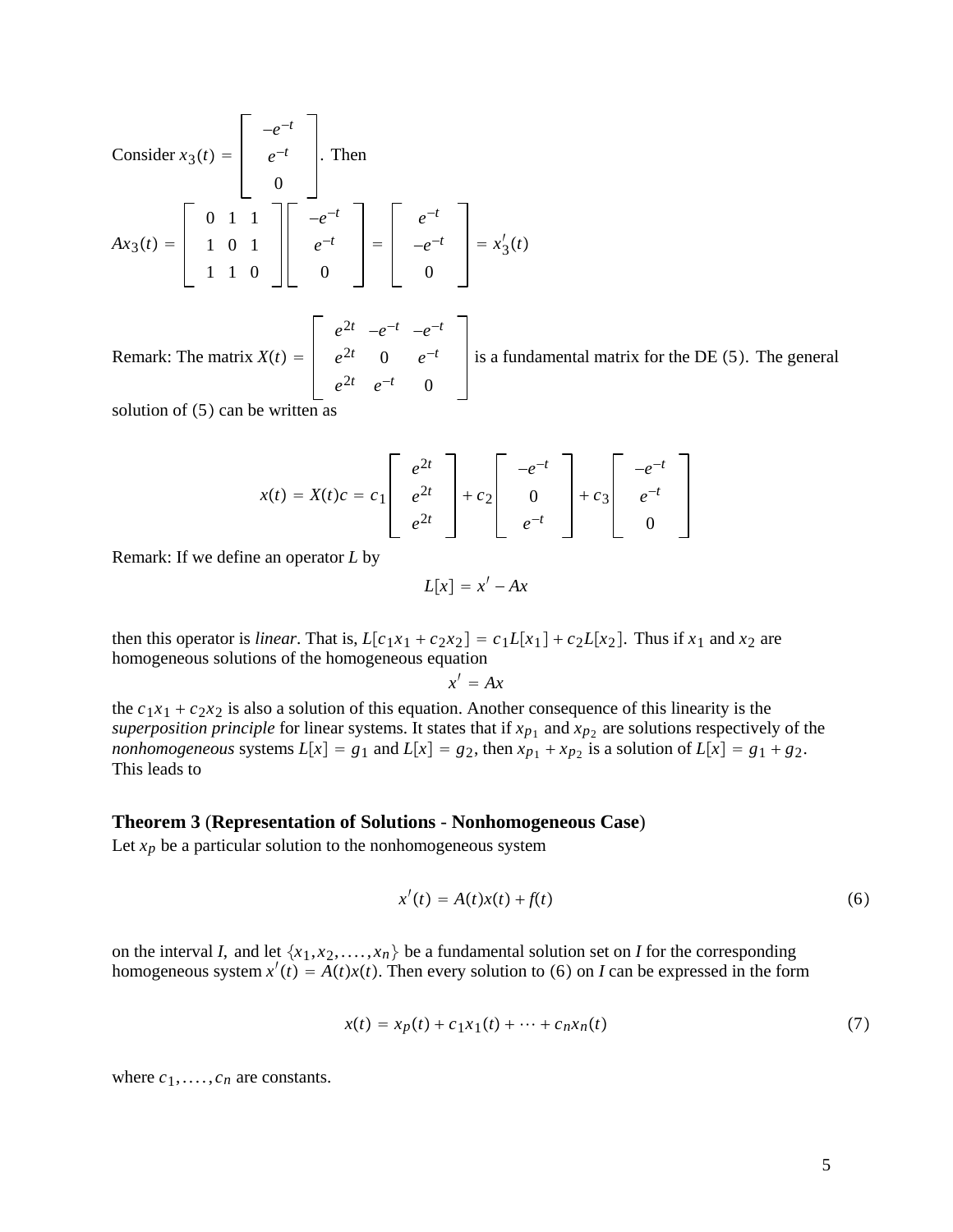Consider $x_3(t) = \begin{bmatrix} -e^{-t} \\ e^{-t} \\ 0 \end{bmatrix}$. Then

$$Ax_3(t) = \begin{bmatrix} 0 & 1 & 1 \\ 1 & 0 & 1 \\ 1 & 1 & 0 \end{bmatrix} \begin{bmatrix} -e^{-t} \\ e^{-t} \\ 0 \end{bmatrix} = \begin{bmatrix} e^{-t} \\ -e^{-t} \\ 0 \end{bmatrix} = x_3'(t)$$

Remark: The matrix $X(t) = \begin{bmatrix} e^{2t} & -e^{-t} & -e^{-t} \\ e^{2t} & 0 & e^{-t} \\ e^{2t} & e^{-t} & 0 \end{bmatrix}$ is a fundamental matrix for the DE $(5)$. The general solution of $(5)$ can be written as

$$x(t) = X(t)c = c_1 \begin{bmatrix} e^{2t} \\ e^{2t} \\ e^{2t} \end{bmatrix} + c_2 \begin{bmatrix} -e^{-t} \\ 0 \\ e^{-t} \end{bmatrix} + c_3 \begin{bmatrix} -e^{-t} \\ e^{-t} \\ 0 \end{bmatrix}$$

Remark: If we define an operator $L$ by

$$L[x] = x' - Ax$$

then this operator is *linear*. That is, $L[c_1x_1 + c_2x_2] = c_1L[x_1] + c_2L[x_2]$. Thus if $x_1$ and $x_2$ are homogeneous solutions of the homogeneous equation

$$x' = Ax$$

the $c_1x_1 + c_2x_2$ is also a solution of this equation. Another consequence of this linearity is the *superposition principle* for linear systems. It states that if $x_{p_1}$ and $x_{p_2}$ are solutions respectively of the *nonhomogeneous* systems $L[x] = g_1$ and $L[x] = g_2$, then $x_{p_1} + x_{p_2}$ is a solution of $L[x] = g_1 + g_2$. This leads to

**Theorem 3** (**Representation of Solutions - Nonhomogeneous Case**)
Let $x_p$ be a particular solution to the nonhomogeneous system

$$x'(t) = A(t)x(t) + f(t) \tag{6}$$

on the interval $I$, and let $\{x_1, x_2, \ldots., x_n\}$ be a fundamental solution set on $I$ for the corresponding homogeneous system $x'(t) = A(t)x(t)$. Then every solution to (6) on $I$ can be expressed in the form

$$x(t) = x_p(t) + c_1x_1(t) + \cdots + c_nx_n(t) \tag{7}$$

where $c_1, \ldots., c_n$ are constants.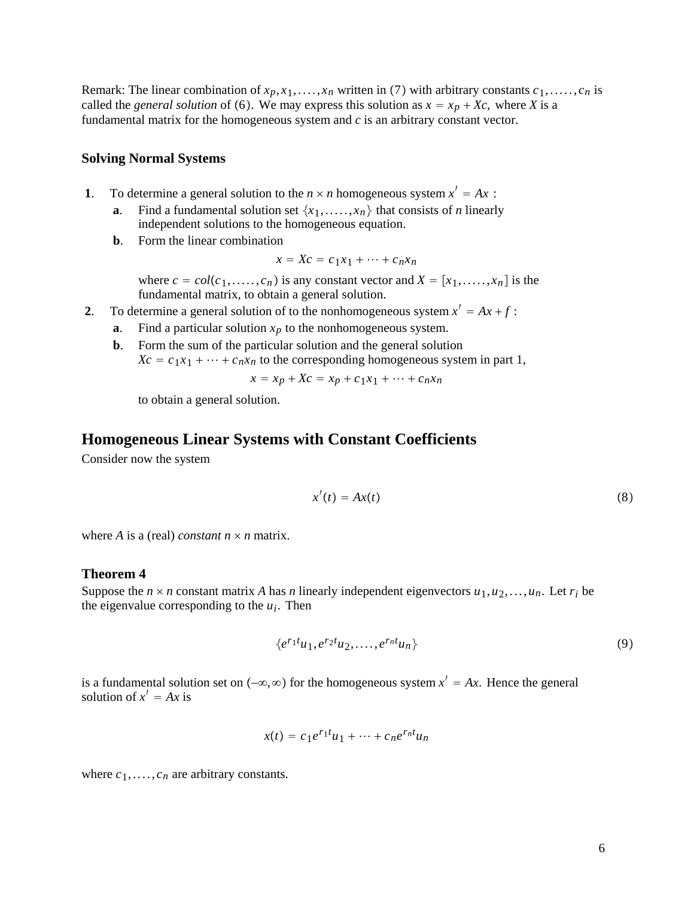Remark: The linear combination of $x_p, x_1, \ldots\ldots, x_n$ written in (7) with arbitrary constants $c_1, \ldots\ldots, c_n$ is called the *general solution* of (6). We may express this solution as $x = x_p + Xc$, where $X$ is a fundamental matrix for the homogeneous system and $c$ is an arbitrary constant vector.

### Solving Normal Systems

**1**. To determine a general solution to the $n \times n$ homogeneous system $x' = Ax$ :

- **a**. Find a fundamental solution set $\{x_1, \ldots\ldots, x_n\}$ that consists of $n$ linearly independent solutions to the homogeneous equation.
- **b**. Form the linear combination

$$x = Xc = c_1 x_1 + \cdots + c_n x_n$$

where $c = col(c_1, \ldots\ldots, c_n)$ is any constant vector and $X = [x_1, \ldots\ldots, x_n]$ is the fundamental matrix, to obtain a general solution.

**2**. To determine a general solution of to the nonhomogeneous system $x' = Ax + f$ :

- **a**. Find a particular solution $x_p$ to the nonhomogeneous system.
- **b**. Form the sum of the particular solution and the general solution $Xc = c_1 x_1 + \cdots + c_n x_n$ to the corresponding homogeneous system in part 1,

$$x = x_p + Xc = x_p + c_1 x_1 + \cdots + c_n x_n$$

to obtain a general solution.

## Homogeneous Linear Systems with Constant Coefficients

Consider now the system

$$x'(t) = Ax(t) \tag{8}$$

where $A$ is a (real) *constant* $n \times n$ matrix.

### Theorem 4

Suppose the $n \times n$ constant matrix $A$ has $n$ linearly independent eigenvectors $u_1, u_2, \ldots, u_n$. Let $r_i$ be the eigenvalue corresponding to the $u_i$. Then

$$\{e^{r_1 t} u_1, e^{r_2 t} u_2, \ldots., e^{r_n t} u_n\} \tag{9}$$

is a fundamental solution set on $(-\infty, \infty)$ for the homogeneous system $x' = Ax$. Hence the general solution of $x' = Ax$ is

$$x(t) = c_1 e^{r_1 t} u_1 + \cdots + c_n e^{r_n t} u_n$$

where $c_1, \ldots., c_n$ are arbitrary constants.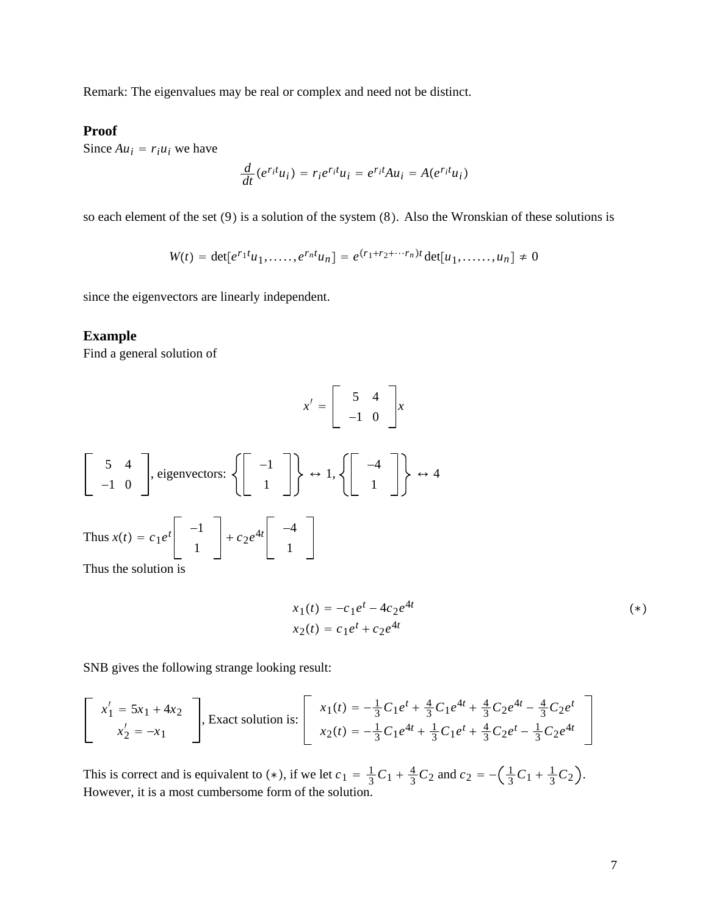Remark: The eigenvalues may be real or complex and need not be distinct.

### Proof

Since $Au_i = r_i u_i$ we have

$$\frac{d}{dt}(e^{r_i t}u_i) = r_i e^{r_i t}u_i = e^{r_i t}Au_i = A(e^{r_i t}u_i)$$

so each element of the set $(9)$ is a solution of the system $(8)$. Also the Wronskian of these solutions is

$$W(t) = \det[e^{r_1 t}u_1, \ldots\ldots, e^{r_n t}u_n] = e^{(r_1+r_2+\cdots r_n)t}\det[u_1, \ldots\ldots, u_n] \neq 0$$

since the eigenvectors are linearly independent.

### Example

Find a general solution of

$$x' = \begin{bmatrix} 5 & 4 \\ -1 & 0 \end{bmatrix} x$$

$\begin{bmatrix} 5 & 4 \\ -1 & 0 \end{bmatrix}$, eigenvectors: $\left\{\begin{bmatrix} -1 \\ 1 \end{bmatrix}\right\} \leftrightarrow 1, \left\{\begin{bmatrix} -4 \\ 1 \end{bmatrix}\right\} \leftrightarrow 4$

Thus $x(t) = c_1 e^t \begin{bmatrix} -1 \\ 1 \end{bmatrix} + c_2 e^{4t}\begin{bmatrix} -4 \\ 1 \end{bmatrix}$

Thus the solution is

$$\begin{aligned} x_1(t) &= -c_1 e^t - 4c_2 e^{4t} \\ x_2(t) &= c_1 e^t + c_2 e^{4t} \end{aligned} \qquad (*)$$

SNB gives the following strange looking result:

$$\begin{bmatrix} x_1' = 5x_1 + 4x_2 \\ x_2' = -x_1 \end{bmatrix}, \text{Exact solution is: } \begin{bmatrix} x_1(t) = -\frac{1}{3}C_1 e^t + \frac{4}{3}C_1 e^{4t} + \frac{4}{3}C_2 e^{4t} - \frac{4}{3}C_2 e^t \\ x_2(t) = -\frac{1}{3}C_1 e^{4t} + \frac{1}{3}C_1 e^t + \frac{4}{3}C_2 e^t - \frac{1}{3}C_2 e^{4t} \end{bmatrix}$$

This is correct and is equivalent to $(*)$, if we let $c_1 = \frac{1}{3}C_1 + \frac{4}{3}C_2$ and $c_2 = -\left(\frac{1}{3}C_1 + \frac{1}{3}C_2\right)$. However, it is a most cumbersome form of the solution.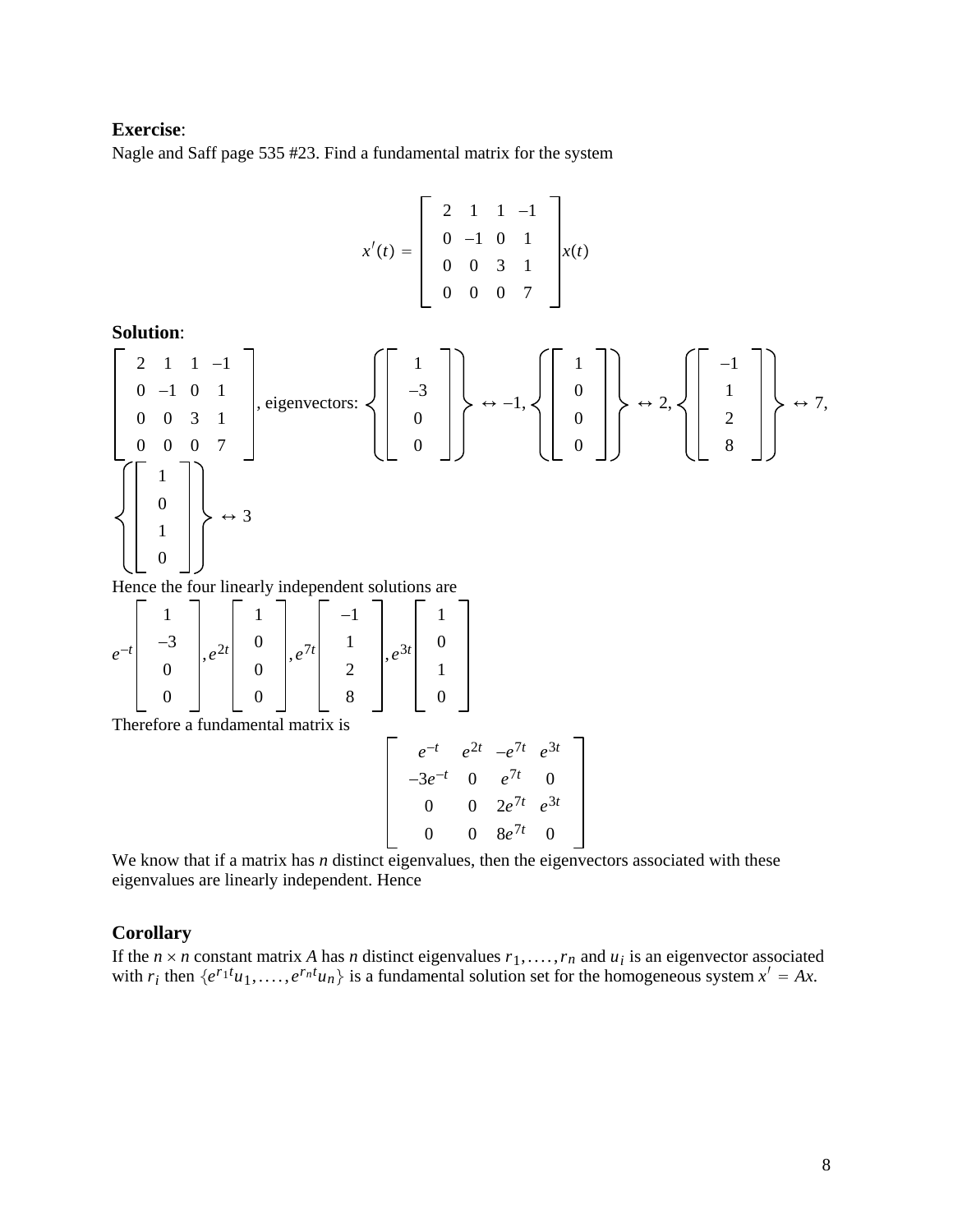**Exercise**:
Nagle and Saff page 535 #23. Find a fundamental matrix for the system

$$x'(t) = \begin{bmatrix} 2 & 1 & 1 & -1 \\ 0 & -1 & 0 & 1 \\ 0 & 0 & 3 & 1 \\ 0 & 0 & 0 & 7 \end{bmatrix} x(t)$$

**Solution**:

$$\begin{bmatrix} 2 & 1 & 1 & -1 \\ 0 & -1 & 0 & 1 \\ 0 & 0 & 3 & 1 \\ 0 & 0 & 0 & 7 \end{bmatrix}, \text{ eigenvectors: } \left\{ \begin{bmatrix} 1 \\ -3 \\ 0 \\ 0 \end{bmatrix} \right\} \leftrightarrow -1, \left\{ \begin{bmatrix} 1 \\ 0 \\ 0 \\ 0 \end{bmatrix} \right\} \leftrightarrow 2, \left\{ \begin{bmatrix} -1 \\ 1 \\ 2 \\ 8 \end{bmatrix} \right\} \leftrightarrow 7,$$

$$\left\{ \begin{bmatrix} 1 \\ 0 \\ 1 \\ 0 \end{bmatrix} \right\} \leftrightarrow 3$$

Hence the four linearly independent solutions are

$$e^{-t} \begin{bmatrix} 1 \\ -3 \\ 0 \\ 0 \end{bmatrix}, e^{2t} \begin{bmatrix} 1 \\ 0 \\ 0 \\ 0 \end{bmatrix}, e^{7t} \begin{bmatrix} -1 \\ 1 \\ 2 \\ 8 \end{bmatrix}, e^{3t} \begin{bmatrix} 1 \\ 0 \\ 1 \\ 0 \end{bmatrix}$$

Therefore a fundamental matrix is

$$\begin{bmatrix} e^{-t} & e^{2t} & -e^{7t} & e^{3t} \\ -3e^{-t} & 0 & e^{7t} & 0 \\ 0 & 0 & 2e^{7t} & e^{3t} \\ 0 & 0 & 8e^{7t} & 0 \end{bmatrix}$$

We know that if a matrix has $n$ distinct eigenvalues, then the eigenvectors associated with these eigenvalues are linearly independent. Hence

**Corollary**

If the $n \times n$ constant matrix $A$ has $n$ distinct eigenvalues $r_1, \ldots, r_n$ and $u_i$ is an eigenvector associated with $r_i$ then $\{e^{r_1 t}u_1, \ldots, e^{r_n t}u_n\}$ is a fundamental solution set for the homogeneous system $x' = Ax$.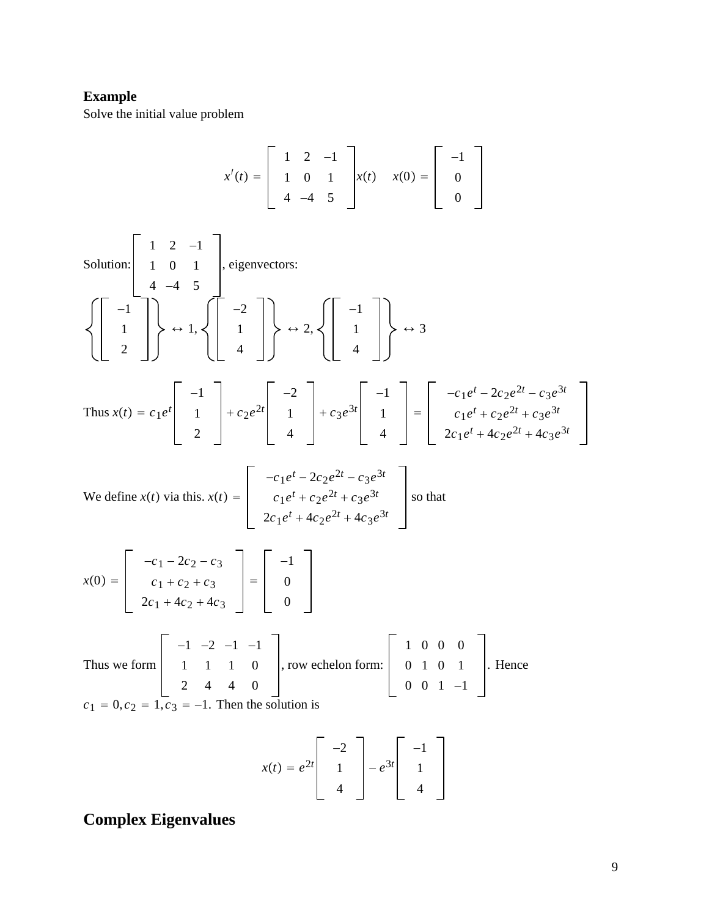**Example**

Solve the initial value problem

$$x'(t) = \begin{bmatrix} 1 & 2 & -1 \\ 1 & 0 & 1 \\ 4 & -4 & 5 \end{bmatrix} x(t) \quad x(0) = \begin{bmatrix} -1 \\ 0 \\ 0 \end{bmatrix}$$

Solution: $\begin{bmatrix} 1 & 2 & -1 \\ 1 & 0 & 1 \\ 4 & -4 & 5 \end{bmatrix}$, eigenvectors:

$$\left\{ \begin{bmatrix} -1 \\ 1 \\ 2 \end{bmatrix} \right\} \leftrightarrow 1, \left\{ \begin{bmatrix} -2 \\ 1 \\ 4 \end{bmatrix} \right\} \leftrightarrow 2, \left\{ \begin{bmatrix} -1 \\ 1 \\ 4 \end{bmatrix} \right\} \leftrightarrow 3$$

Thus $x(t) = c_1 e^t \begin{bmatrix} -1 \\ 1 \\ 2 \end{bmatrix} + c_2 e^{2t} \begin{bmatrix} -2 \\ 1 \\ 4 \end{bmatrix} + c_3 e^{3t} \begin{bmatrix} -1 \\ 1 \\ 4 \end{bmatrix} = \begin{bmatrix} -c_1 e^t - 2c_2 e^{2t} - c_3 e^{3t} \\ c_1 e^t + c_2 e^{2t} + c_3 e^{3t} \\ 2c_1 e^t + 4c_2 e^{2t} + 4c_3 e^{3t} \end{bmatrix}$

We define $x(t)$ via this. $x(t) = \begin{bmatrix} -c_1 e^t - 2c_2 e^{2t} - c_3 e^{3t} \\ c_1 e^t + c_2 e^{2t} + c_3 e^{3t} \\ 2c_1 e^t + 4c_2 e^{2t} + 4c_3 e^{3t} \end{bmatrix}$ so that

$$x(0) = \begin{bmatrix} -c_1 - 2c_2 - c_3 \\ c_1 + c_2 + c_3 \\ 2c_1 + 4c_2 + 4c_3 \end{bmatrix} = \begin{bmatrix} -1 \\ 0 \\ 0 \end{bmatrix}$$

Thus we form $\begin{bmatrix} -1 & -2 & -1 & -1 \\ 1 & 1 & 1 & 0 \\ 2 & 4 & 4 & 0 \end{bmatrix}$, row echelon form: $\begin{bmatrix} 1 & 0 & 0 & 0 \\ 0 & 1 & 0 & 1 \\ 0 & 0 & 1 & -1 \end{bmatrix}$. Hence $c_1 = 0, c_2 = 1, c_3 = -1$. Then the solution is

$$x(t) = e^{2t} \begin{bmatrix} -2 \\ 1 \\ 4 \end{bmatrix} - e^{3t} \begin{bmatrix} -1 \\ 1 \\ 4 \end{bmatrix}$$

## Complex Eigenvalues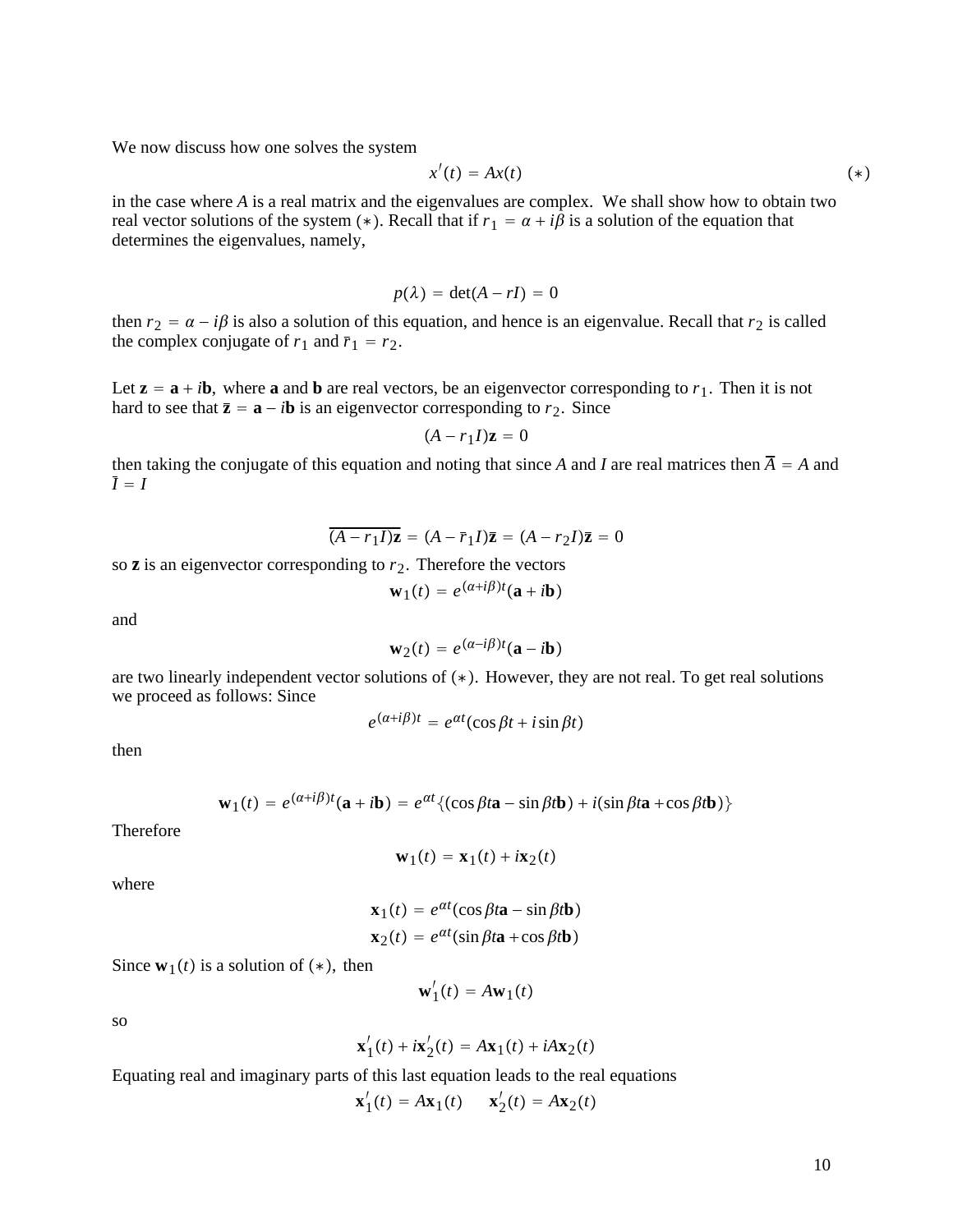We now discuss how one solves the system

$$x'(t) = Ax(t) \tag{$*$}$$

in the case where $A$ is a real matrix and the eigenvalues are complex. We shall show how to obtain two real vector solutions of the system $(*)$. Recall that if $r_1 = \alpha + i\beta$ is a solution of the equation that determines the eigenvalues, namely,

$$p(\lambda) = \det(A - rI) = 0$$

then $r_2 = \alpha - i\beta$ is also a solution of this equation, and hence is an eigenvalue. Recall that $r_2$ is called the complex conjugate of $r_1$ and $\bar{r}_1 = r_2$.

Let $\mathbf{z} = \mathbf{a} + i\mathbf{b}$, where $\mathbf{a}$ and $\mathbf{b}$ are real vectors, be an eigenvector corresponding to $r_1$. Then it is not hard to see that $\bar{\mathbf{z}} = \mathbf{a} - i\mathbf{b}$ is an eigenvector corresponding to $r_2$. Since

$$(A - r_1 I)\mathbf{z} = 0$$

then taking the conjugate of this equation and noting that since $A$ and $I$ are real matrices then $\overline{A} = A$ and $\bar{I} = I$

$$\overline{(A - r_1 I)\mathbf{z}} = (A - \bar{r}_1 I)\bar{\mathbf{z}} = (A - r_2 I)\bar{\mathbf{z}} = 0$$

so $\bar{\mathbf{z}}$ is an eigenvector corresponding to $r_2$. Therefore the vectors

$$\mathbf{w}_1(t) = e^{(\alpha + i\beta)t}(\mathbf{a} + i\mathbf{b})$$

and

$$\mathbf{w}_2(t) = e^{(\alpha - i\beta)t}(\mathbf{a} - i\mathbf{b})$$

are two linearly independent vector solutions of $(*)$. However, they are not real. To get real solutions we proceed as follows: Since

$$e^{(\alpha + i\beta)t} = e^{\alpha t}(\cos\beta t + i\sin\beta t)$$

then

$$\mathbf{w}_1(t) = e^{(\alpha + i\beta)t}(\mathbf{a} + i\mathbf{b}) = e^{\alpha t}\{(\cos\beta t\mathbf{a} - \sin\beta t\mathbf{b}) + i(\sin\beta t\mathbf{a} + \cos\beta t\mathbf{b})\}$$

Therefore

$$\mathbf{w}_1(t) = \mathbf{x}_1(t) + i\mathbf{x}_2(t)$$

where

$$\mathbf{x}_1(t) = e^{\alpha t}(\cos\beta t\mathbf{a} - \sin\beta t\mathbf{b})$$
$$\mathbf{x}_2(t) = e^{\alpha t}(\sin\beta t\mathbf{a} + \cos\beta t\mathbf{b})$$

Since $\mathbf{w}_1(t)$ is a solution of $(*)$, then

$$\mathbf{w}_1'(t) = A\mathbf{w}_1(t)$$

so

$$\mathbf{x}_1'(t) + i\mathbf{x}_2'(t) = A\mathbf{x}_1(t) + iA\mathbf{x}_2(t)$$

Equating real and imaginary parts of this last equation leads to the real equations

$$\mathbf{x}_1'(t) = A\mathbf{x}_1(t) \qquad \mathbf{x}_2'(t) = A\mathbf{x}_2(t)$$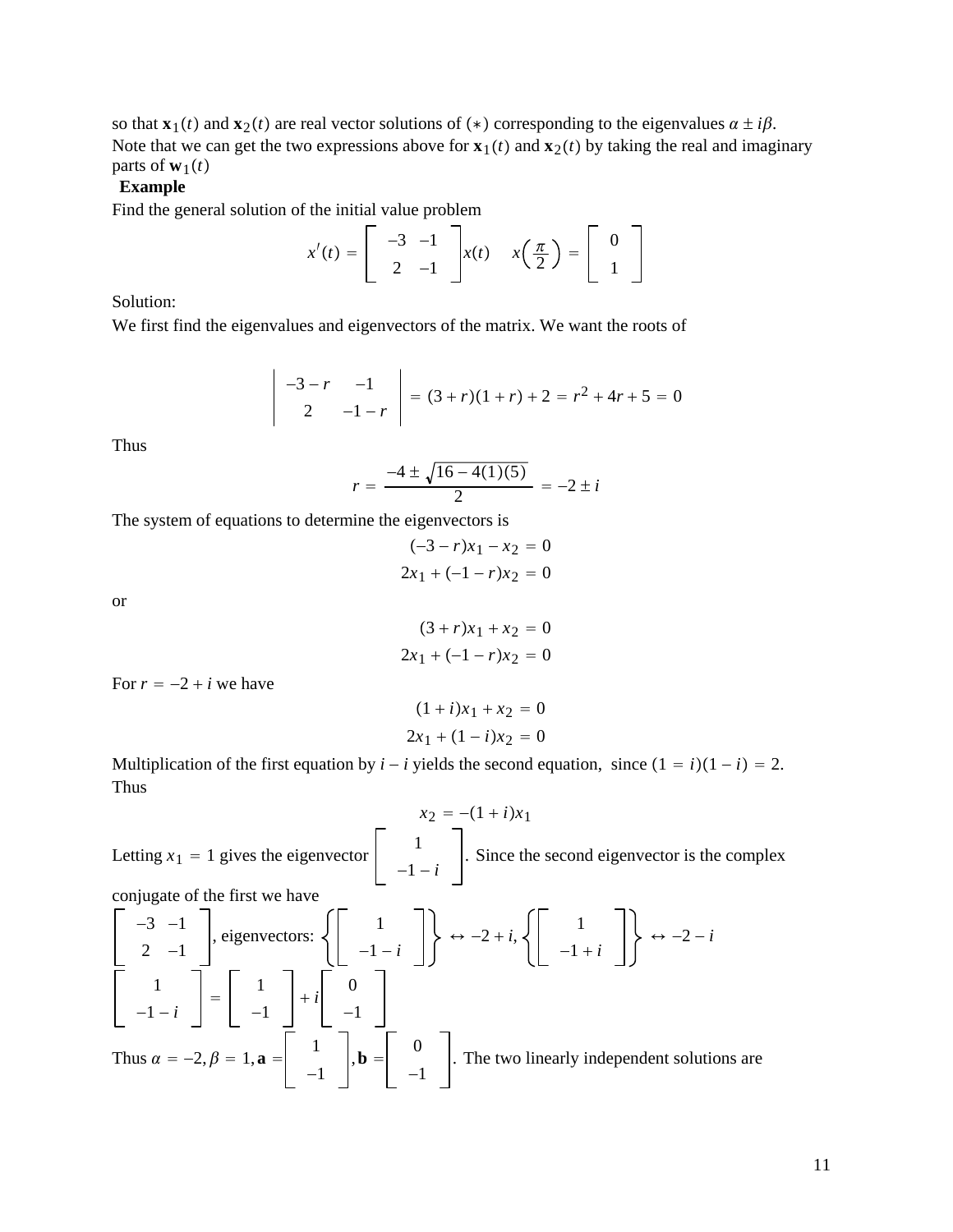so that $\mathbf{x}_1(t)$ and $\mathbf{x}_2(t)$ are real vector solutions of $(*)$ corresponding to the eigenvalues $\alpha \pm i\beta$. Note that we can get the two expressions above for $\mathbf{x}_1(t)$ and $\mathbf{x}_2(t)$ by taking the real and imaginary parts of $\mathbf{w}_1(t)$

**Example**

Find the general solution of the initial value problem

$$x'(t) = \begin{bmatrix} -3 & -1 \\ 2 & -1 \end{bmatrix} x(t) \quad x\left(\frac{\pi}{2}\right) = \begin{bmatrix} 0 \\ 1 \end{bmatrix}$$

Solution:

We first find the eigenvalues and eigenvectors of the matrix. We want the roots of

$$\begin{vmatrix} -3-r & -1 \\ 2 & -1-r \end{vmatrix} = (3+r)(1+r)+2 = r^2+4r+5 = 0$$

Thus

$$r = \frac{-4 \pm \sqrt{16-4(1)(5)}}{2} = -2 \pm i$$

The system of equations to determine the eigenvectors is

$$(-3-r)x_1 - x_2 = 0$$
$$2x_1 + (-1-r)x_2 = 0$$

or

$$(3+r)x_1 + x_2 = 0$$
$$2x_1 + (-1-r)x_2 = 0$$

For $r = -2+i$ we have

$$(1+i)x_1 + x_2 = 0$$
$$2x_1 + (1-i)x_2 = 0$$

Multiplication of the first equation by $i-i$ yields the second equation, since $(1=i)(1-i) = 2$. Thus

$$x_2 = -(1+i)x_1$$

Letting $x_1 = 1$ gives the eigenvector $\begin{bmatrix} 1 \\ -1-i \end{bmatrix}$. Since the second eigenvector is the complex conjugate of the first we have

$\begin{bmatrix} -3 & -1 \\ 2 & -1 \end{bmatrix}$, eigenvectors: $\left\{\begin{bmatrix} 1 \\ -1-i \end{bmatrix}\right\} \leftrightarrow -2+i, \left\{\begin{bmatrix} 1 \\ -1+i \end{bmatrix}\right\} \leftrightarrow -2-i$

$$\begin{bmatrix} 1 \\ -1-i \end{bmatrix} = \begin{bmatrix} 1 \\ -1 \end{bmatrix} + i\begin{bmatrix} 0 \\ -1 \end{bmatrix}$$

Thus $\alpha = -2, \beta = 1, \mathbf{a} = \begin{bmatrix} 1 \\ -1 \end{bmatrix}, \mathbf{b} = \begin{bmatrix} 0 \\ -1 \end{bmatrix}$. The two linearly independent solutions are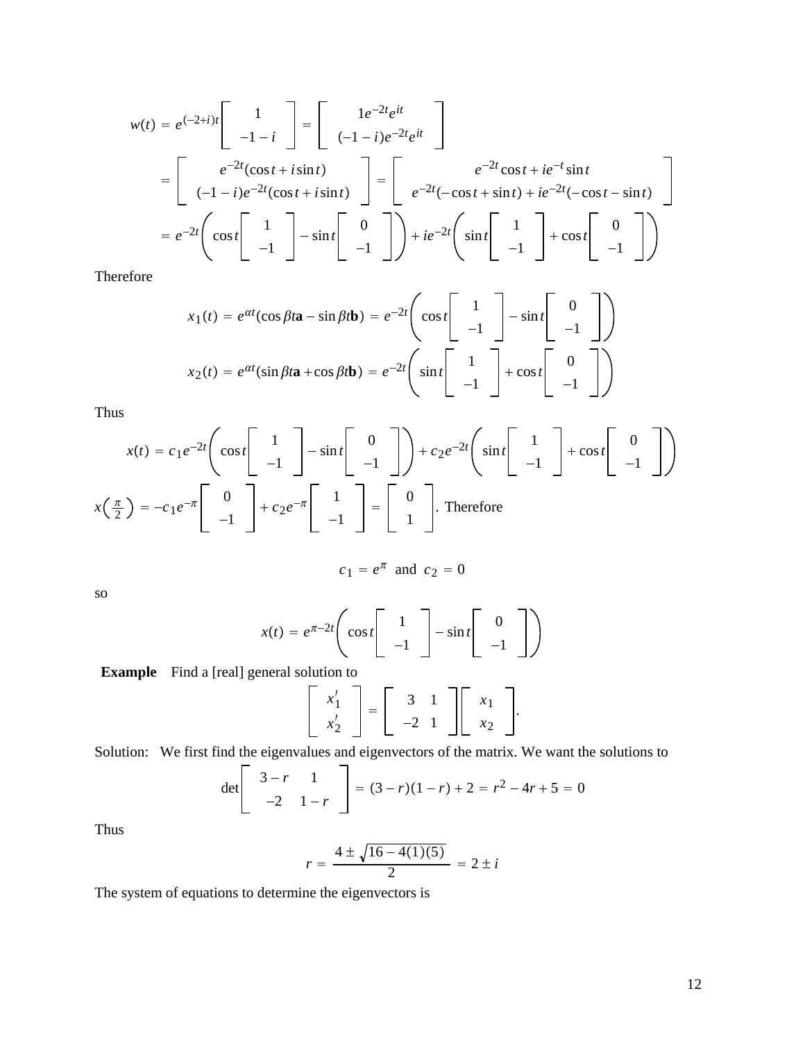$$w(t) = e^{(-2+i)t}\begin{bmatrix} 1 \\ -1-i \end{bmatrix} = \begin{bmatrix} 1e^{-2t}e^{it} \\ (-1-i)e^{-2t}e^{it} \end{bmatrix}$$

$$= \begin{bmatrix} e^{-2t}(\cos t + i\sin t) \\ (-1-i)e^{-2t}(\cos t + i\sin t) \end{bmatrix} = \begin{bmatrix} e^{-2t}\cos t + ie^{-t}\sin t \\ e^{-2t}(-\cos t + \sin t) + ie^{-2t}(-\cos t - \sin t) \end{bmatrix}$$

$$= e^{-2t}\left(\cos t\begin{bmatrix} 1 \\ -1 \end{bmatrix} - \sin t\begin{bmatrix} 0 \\ -1 \end{bmatrix}\right) + ie^{-2t}\left(\sin t\begin{bmatrix} 1 \\ -1 \end{bmatrix} + \cos t\begin{bmatrix} 0 \\ -1 \end{bmatrix}\right)$$

Therefore

$$x_1(t) = e^{\alpha t}(\cos\beta t\mathbf{a} - \sin\beta t\mathbf{b}) = e^{-2t}\left(\cos t\begin{bmatrix} 1 \\ -1 \end{bmatrix} - \sin t\begin{bmatrix} 0 \\ -1 \end{bmatrix}\right)$$

$$x_2(t) = e^{\alpha t}(\sin\beta t\mathbf{a} + \cos\beta t\mathbf{b}) = e^{-2t}\left(\sin t\begin{bmatrix} 1 \\ -1 \end{bmatrix} + \cos t\begin{bmatrix} 0 \\ -1 \end{bmatrix}\right)$$

Thus

$$x(t) = c_1e^{-2t}\left(\cos t\begin{bmatrix} 1 \\ -1 \end{bmatrix} - \sin t\begin{bmatrix} 0 \\ -1 \end{bmatrix}\right) + c_2e^{-2t}\left(\sin t\begin{bmatrix} 1 \\ -1 \end{bmatrix} + \cos t\begin{bmatrix} 0 \\ -1 \end{bmatrix}\right)$$

$x\left(\frac{\pi}{2}\right) = -c_1e^{-\pi}\begin{bmatrix} 0 \\ -1 \end{bmatrix} + c_2e^{-\pi}\begin{bmatrix} 1 \\ -1 \end{bmatrix} = \begin{bmatrix} 0 \\ 1 \end{bmatrix}$. Therefore

$$c_1 = e^{\pi} \text{ and } c_2 = 0$$

so

$$x(t) = e^{\pi-2t}\left(\cos t\begin{bmatrix} 1 \\ -1 \end{bmatrix} - \sin t\begin{bmatrix} 0 \\ -1 \end{bmatrix}\right)$$

**Example** Find a [real] general solution to

$$\begin{bmatrix} x_1' \\ x_2' \end{bmatrix} = \begin{bmatrix} 3 & 1 \\ -2 & 1 \end{bmatrix}\begin{bmatrix} x_1 \\ x_2 \end{bmatrix}.$$

Solution: We first find the eigenvalues and eigenvectors of the matrix. We want the solutions to

$$\det\begin{bmatrix} 3-r & 1 \\ -2 & 1-r \end{bmatrix} = (3-r)(1-r) + 2 = r^2 - 4r + 5 = 0$$

Thus

$$r = \frac{4 \pm \sqrt{16 - 4(1)(5)}}{2} = 2 \pm i$$

The system of equations to determine the eigenvectors is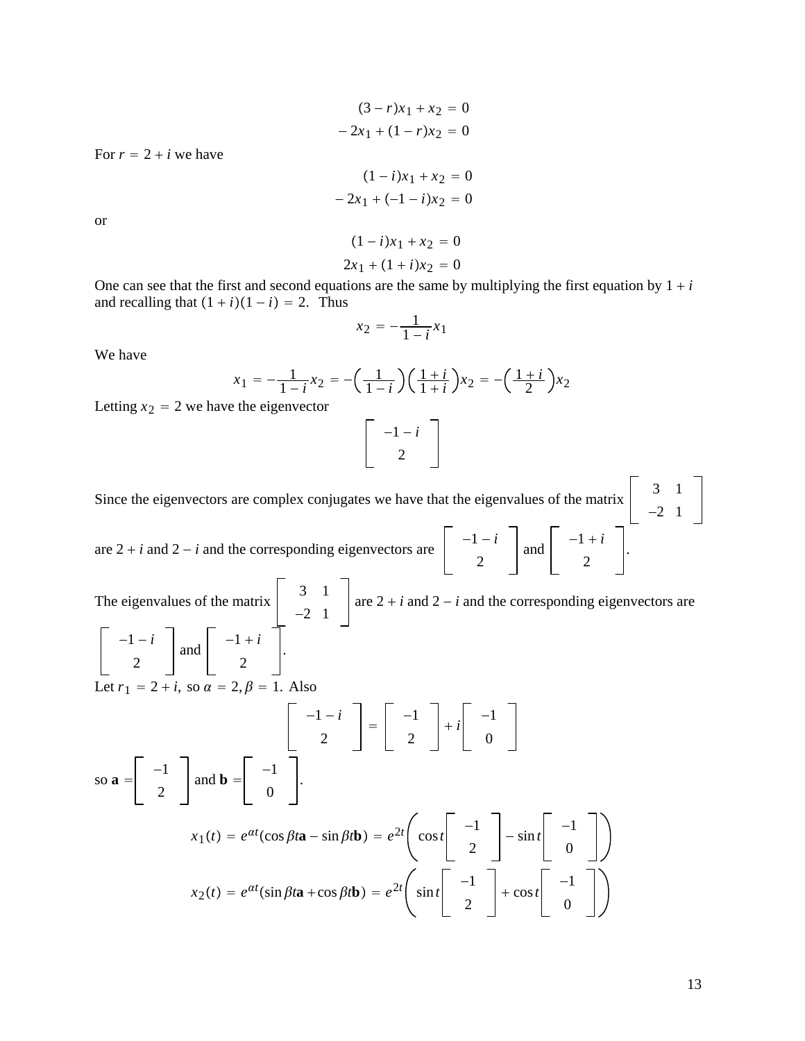$$(3-r)x_1 + x_2 = 0$$
$$-2x_1 + (1-r)x_2 = 0$$

For $r = 2+i$ we have

$$(1-i)x_1 + x_2 = 0$$
$$-2x_1 + (-1-i)x_2 = 0$$

or

$$(1-i)x_1 + x_2 = 0$$
$$2x_1 + (1+i)x_2 = 0$$

One can see that the first and second equations are the same by multiplying the first equation by $1+i$ and recalling that $(1+i)(1-i) = 2$. Thus

$$x_2 = -\frac{1}{1-i}x_1$$

We have

$$x_1 = -\frac{1}{1-i}x_2 = -\left(\frac{1}{1-i}\right)\left(\frac{1+i}{1+i}\right)x_2 = -\left(\frac{1+i}{2}\right)x_2$$

Letting $x_2 = 2$ we have the eigenvector

$$\begin{bmatrix} -1-i \\ 2 \end{bmatrix}$$

Since the eigenvectors are complex conjugates we have that the eigenvalues of the matrix $\begin{bmatrix} 3 & 1 \\ -2 & 1 \end{bmatrix}$ are $2+i$ and $2-i$ and the corresponding eigenvectors are $\begin{bmatrix} -1-i \\ 2 \end{bmatrix}$ and $\begin{bmatrix} -1+i \\ 2 \end{bmatrix}$.

The eigenvalues of the matrix $\begin{bmatrix} 3 & 1 \\ -2 & 1 \end{bmatrix}$ are $2+i$ and $2-i$ and the corresponding eigenvectors are $\begin{bmatrix} -1-i \\ 2 \end{bmatrix}$ and $\begin{bmatrix} -1+i \\ 2 \end{bmatrix}$.

Let $r_1 = 2+i$, so $\alpha = 2, \beta = 1$. Also

$$\begin{bmatrix} -1-i \\ 2 \end{bmatrix} = \begin{bmatrix} -1 \\ 2 \end{bmatrix} + i\begin{bmatrix} -1 \\ 0 \end{bmatrix}$$

so $\mathbf{a} = \begin{bmatrix} -1 \\ 2 \end{bmatrix}$ and $\mathbf{b} = \begin{bmatrix} -1 \\ 0 \end{bmatrix}$.

$$x_1(t) = e^{\alpha t}(\cos\beta t\mathbf{a} - \sin\beta t\mathbf{b}) = e^{2t}\left(\cos t\begin{bmatrix} -1 \\ 2 \end{bmatrix} - \sin t\begin{bmatrix} -1 \\ 0 \end{bmatrix}\right)$$
$$x_2(t) = e^{\alpha t}(\sin\beta t\mathbf{a} + \cos\beta t\mathbf{b}) = e^{2t}\left(\sin t\begin{bmatrix} -1 \\ 2 \end{bmatrix} + \cos t\begin{bmatrix} -1 \\ 0 \end{bmatrix}\right)$$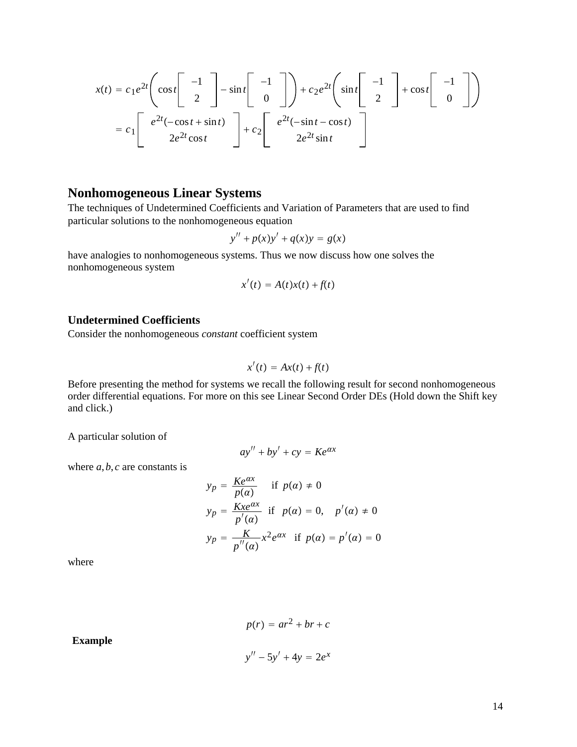$$x(t) = c_1 e^{2t}\left(\cos t \begin{bmatrix} -1 \\ 2 \end{bmatrix} - \sin t \begin{bmatrix} -1 \\ 0 \end{bmatrix}\right) + c_2 e^{2t}\left(\sin t \begin{bmatrix} -1 \\ 2 \end{bmatrix} + \cos t \begin{bmatrix} -1 \\ 0 \end{bmatrix}\right)$$

$$= c_1 \begin{bmatrix} e^{2t}(-\cos t + \sin t) \\ 2e^{2t}\cos t \end{bmatrix} + c_2 \begin{bmatrix} e^{2t}(-\sin t - \cos t) \\ 2e^{2t}\sin t \end{bmatrix}$$

## Nonhomogeneous Linear Systems

The techniques of Undetermined Coefficients and Variation of Parameters that are used to find particular solutions to the nonhomogeneous equation

$$y'' + p(x)y' + q(x)y = g(x)$$

have analogies to nonhomogeneous systems. Thus we now discuss how one solves the nonhomogeneous system

$$x'(t) = A(t)x(t) + f(t)$$

### Undetermined Coefficients

Consider the nonhomogeneous *constant* coefficient system

$$x'(t) = Ax(t) + f(t)$$

Before presenting the method for systems we recall the following result for second nonhomogeneous order differential equations. For more on this see Linear Second Order DEs (Hold down the Shift key and click.)

A particular solution of

$$ay'' + by' + cy = Ke^{\alpha x}$$

where $a, b, c$ are constants is

$$y_p = \frac{Ke^{\alpha x}}{p(\alpha)} \quad \text{if } p(\alpha) \neq 0$$

$$y_p = \frac{Kxe^{\alpha x}}{p'(\alpha)} \quad \text{if } p(\alpha) = 0, \quad p'(\alpha) \neq 0$$

$$y_p = \frac{K}{p''(\alpha)}x^2 e^{\alpha x} \quad \text{if } p(\alpha) = p'(\alpha) = 0$$

where

$$p(r) = ar^2 + br + c$$

**Example**

$$y'' - 5y' + 4y = 2e^x$$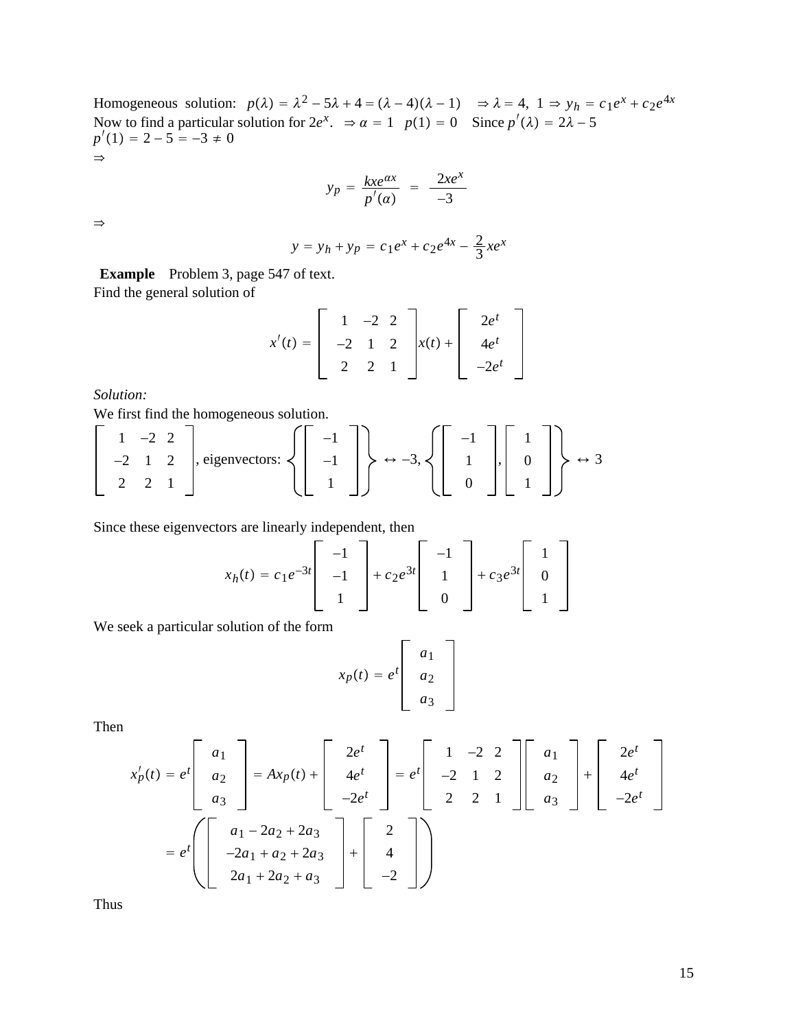Homogeneous solution: $p(\lambda) = \lambda^2 - 5\lambda + 4 = (\lambda - 4)(\lambda - 1) \quad \Rightarrow \lambda = 4,\ 1 \Rightarrow y_h = c_1 e^x + c_2 e^{4x}$
Now to find a particular solution for $2e^x$. $\Rightarrow \alpha = 1 \quad p(1) = 0 \quad$ Since $p'(\lambda) = 2\lambda - 5$
$p'(1) = 2 - 5 = -3 \neq 0$
$\Rightarrow$

$$y_p = \frac{kxe^{\alpha x}}{p'(\alpha)} = \frac{2xe^x}{-3}$$

$\Rightarrow$

$$y = y_h + y_p = c_1 e^x + c_2 e^{4x} - \frac{2}{3} xe^x$$

**Example** Problem 3, page 547 of text.
Find the general solution of

$$x'(t) = \begin{bmatrix} 1 & -2 & 2 \\ -2 & 1 & 2 \\ 2 & 2 & 1 \end{bmatrix} x(t) + \begin{bmatrix} 2e^t \\ 4e^t \\ -2e^t \end{bmatrix}$$

*Solution:*
We first find the homogeneous solution.

$$\begin{bmatrix} 1 & -2 & 2 \\ -2 & 1 & 2 \\ 2 & 2 & 1 \end{bmatrix}, \text{ eigenvectors: } \left\{ \begin{bmatrix} -1 \\ -1 \\ 1 \end{bmatrix} \right\} \leftrightarrow -3, \left\{ \begin{bmatrix} -1 \\ 1 \\ 0 \end{bmatrix}, \begin{bmatrix} 1 \\ 0 \\ 1 \end{bmatrix} \right\} \leftrightarrow 3$$

Since these eigenvectors are linearly independent, then

$$x_h(t) = c_1 e^{-3t} \begin{bmatrix} -1 \\ -1 \\ 1 \end{bmatrix} + c_2 e^{3t} \begin{bmatrix} -1 \\ 1 \\ 0 \end{bmatrix} + c_3 e^{3t} \begin{bmatrix} 1 \\ 0 \\ 1 \end{bmatrix}$$

We seek a particular solution of the form

$$x_p(t) = e^t \begin{bmatrix} a_1 \\ a_2 \\ a_3 \end{bmatrix}$$

Then

$$x_p'(t) = e^t \begin{bmatrix} a_1 \\ a_2 \\ a_3 \end{bmatrix} = Ax_p(t) + \begin{bmatrix} 2e^t \\ 4e^t \\ -2e^t \end{bmatrix} = e^t \begin{bmatrix} 1 & -2 & 2 \\ -2 & 1 & 2 \\ 2 & 2 & 1 \end{bmatrix} \begin{bmatrix} a_1 \\ a_2 \\ a_3 \end{bmatrix} + \begin{bmatrix} 2e^t \\ 4e^t \\ -2e^t \end{bmatrix}$$

$$= e^t \left( \begin{bmatrix} a_1 - 2a_2 + 2a_3 \\ -2a_1 + a_2 + 2a_3 \\ 2a_1 + 2a_2 + a_3 \end{bmatrix} + \begin{bmatrix} 2 \\ 4 \\ -2 \end{bmatrix} \right)$$

Thus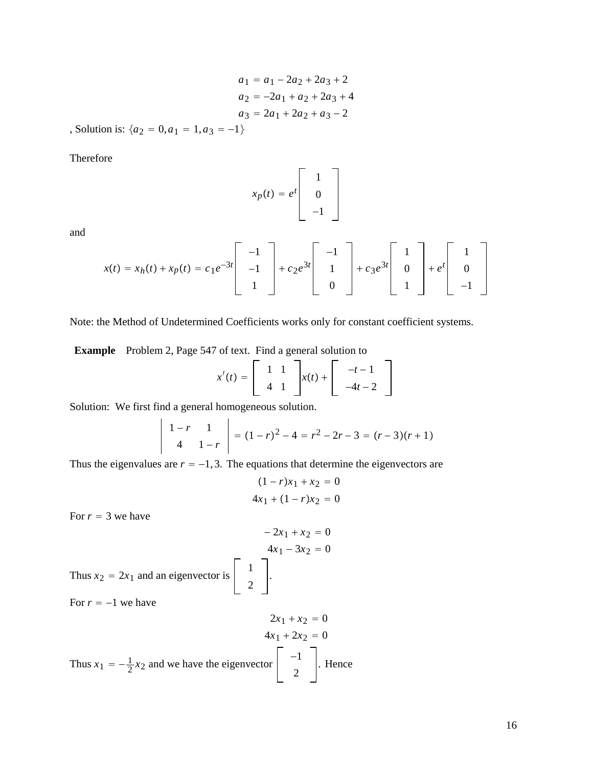$$
\begin{aligned}
a_1 &= a_1 - 2a_2 + 2a_3 + 2 \\
a_2 &= -2a_1 + a_2 + 2a_3 + 4 \\
a_3 &= 2a_1 + 2a_2 + a_3 - 2
\end{aligned}
$$

, Solution is: $\{a_2 = 0, a_1 = 1, a_3 = -1\}$

Therefore

$$
x_p(t) = e^t \begin{bmatrix} 1 \\ 0 \\ -1 \end{bmatrix}
$$

and

$$
x(t) = x_h(t) + x_p(t) = c_1 e^{-3t} \begin{bmatrix} -1 \\ -1 \\ 1 \end{bmatrix} + c_2 e^{3t} \begin{bmatrix} -1 \\ 1 \\ 0 \end{bmatrix} + c_3 e^{3t} \begin{bmatrix} 1 \\ 0 \\ 1 \end{bmatrix} + e^t \begin{bmatrix} 1 \\ 0 \\ -1 \end{bmatrix}
$$

Note: the Method of Undetermined Coefficients works only for constant coefficient systems.

**Example** Problem 2, Page 547 of text. Find a general solution to

$$
x'(t) = \begin{bmatrix} 1 & 1 \\ 4 & 1 \end{bmatrix} x(t) + \begin{bmatrix} -t - 1 \\ -4t - 2 \end{bmatrix}
$$

Solution: We first find a general homogeneous solution.

$$
\begin{vmatrix} 1 - r & 1 \\ 4 & 1 - r \end{vmatrix} = (1 - r)^2 - 4 = r^2 - 2r - 3 = (r - 3)(r + 1)
$$

Thus the eigenvalues are $r = -1, 3$. The equations that determine the eigenvectors are

$$
\begin{aligned}
(1 - r)x_1 + x_2 &= 0 \\
4x_1 + (1 - r)x_2 &= 0
\end{aligned}
$$

For $r = 3$ we have

$$
\begin{aligned}
-2x_1 + x_2 &= 0 \\
4x_1 - 3x_2 &= 0
\end{aligned}
$$

Thus $x_2 = 2x_1$ and an eigenvector is $\begin{bmatrix} 1 \\ 2 \end{bmatrix}$.

For $r = -1$ we have

$$
\begin{aligned}
2x_1 + x_2 &= 0 \\
4x_1 + 2x_2 &= 0
\end{aligned}
$$

Thus $x_1 = -\frac{1}{2}x_2$ and we have the eigenvector $\begin{bmatrix} -1 \\ 2 \end{bmatrix}$. Hence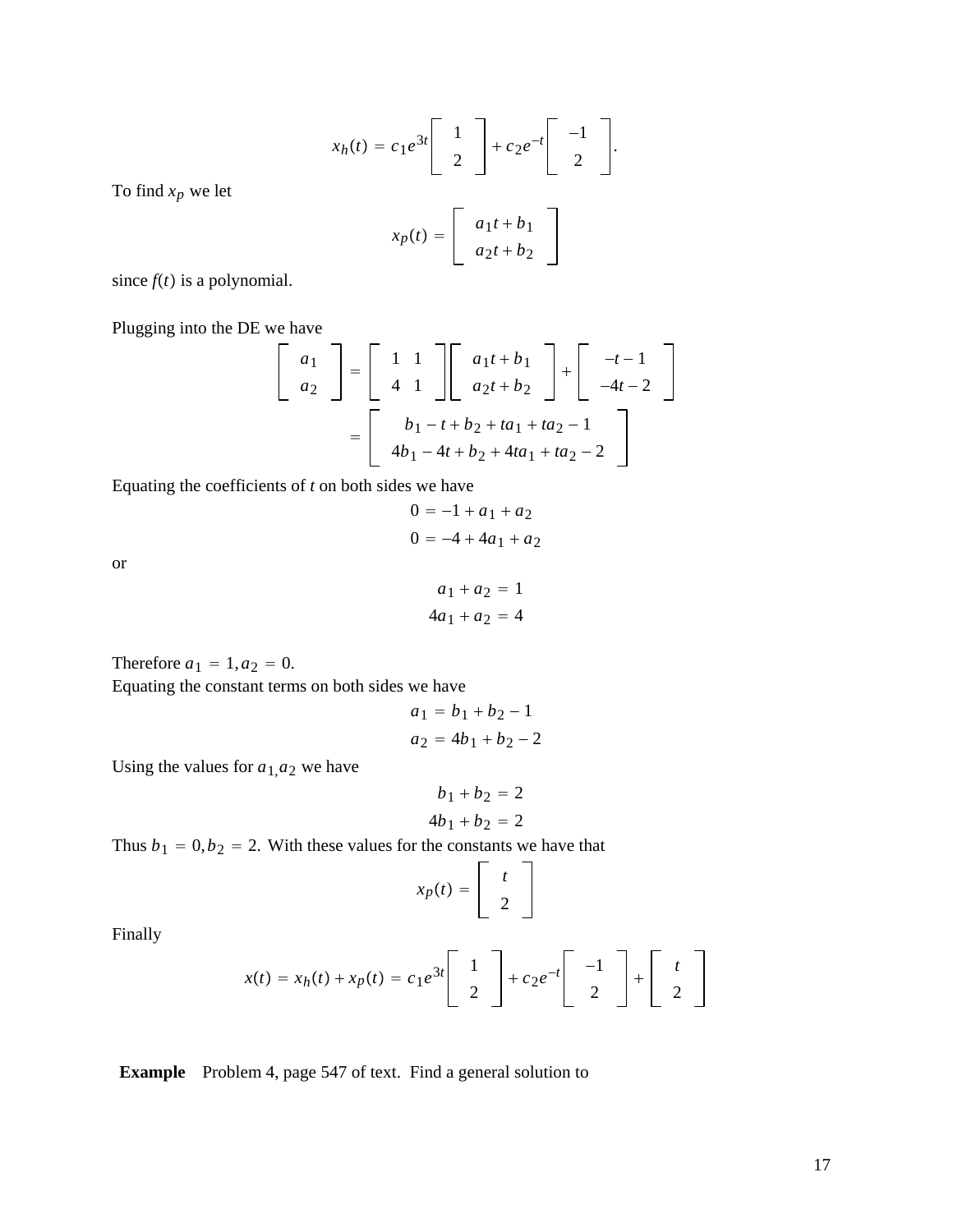$$x_h(t) = c_1 e^{3t} \begin{bmatrix} 1 \\ 2 \end{bmatrix} + c_2 e^{-t} \begin{bmatrix} -1 \\ 2 \end{bmatrix}.$$

To find $x_p$ we let

$$x_p(t) = \begin{bmatrix} a_1 t + b_1 \\ a_2 t + b_2 \end{bmatrix}$$

since $f(t)$ is a polynomial.

Plugging into the DE we have

$$\begin{bmatrix} a_1 \\ a_2 \end{bmatrix} = \begin{bmatrix} 1 & 1 \\ 4 & 1 \end{bmatrix} \begin{bmatrix} a_1 t + b_1 \\ a_2 t + b_2 \end{bmatrix} + \begin{bmatrix} -t - 1 \\ -4t - 2 \end{bmatrix}$$

$$= \begin{bmatrix} b_1 - t + b_2 + ta_1 + ta_2 - 1 \\ 4b_1 - 4t + b_2 + 4ta_1 + ta_2 - 2 \end{bmatrix}$$

Equating the coefficients of $t$ on both sides we have

$$0 = -1 + a_1 + a_2$$
$$0 = -4 + 4a_1 + a_2$$

or

$$a_1 + a_2 = 1$$
$$4a_1 + a_2 = 4$$

Therefore $a_1 = 1, a_2 = 0.$

Equating the constant terms on both sides we have

$$a_1 = b_1 + b_2 - 1$$
$$a_2 = 4b_1 + b_2 - 2$$

Using the values for $a_1, a_2$ we have

$$b_1 + b_2 = 2$$
$$4b_1 + b_2 = 2$$

Thus $b_1 = 0, b_2 = 2.$ With these values for the constants we have that

$$x_p(t) = \begin{bmatrix} t \\ 2 \end{bmatrix}$$

Finally

$$x(t) = x_h(t) + x_p(t) = c_1 e^{3t} \begin{bmatrix} 1 \\ 2 \end{bmatrix} + c_2 e^{-t} \begin{bmatrix} -1 \\ 2 \end{bmatrix} + \begin{bmatrix} t \\ 2 \end{bmatrix}$$

**Example** Problem 4, page 547 of text. Find a general solution to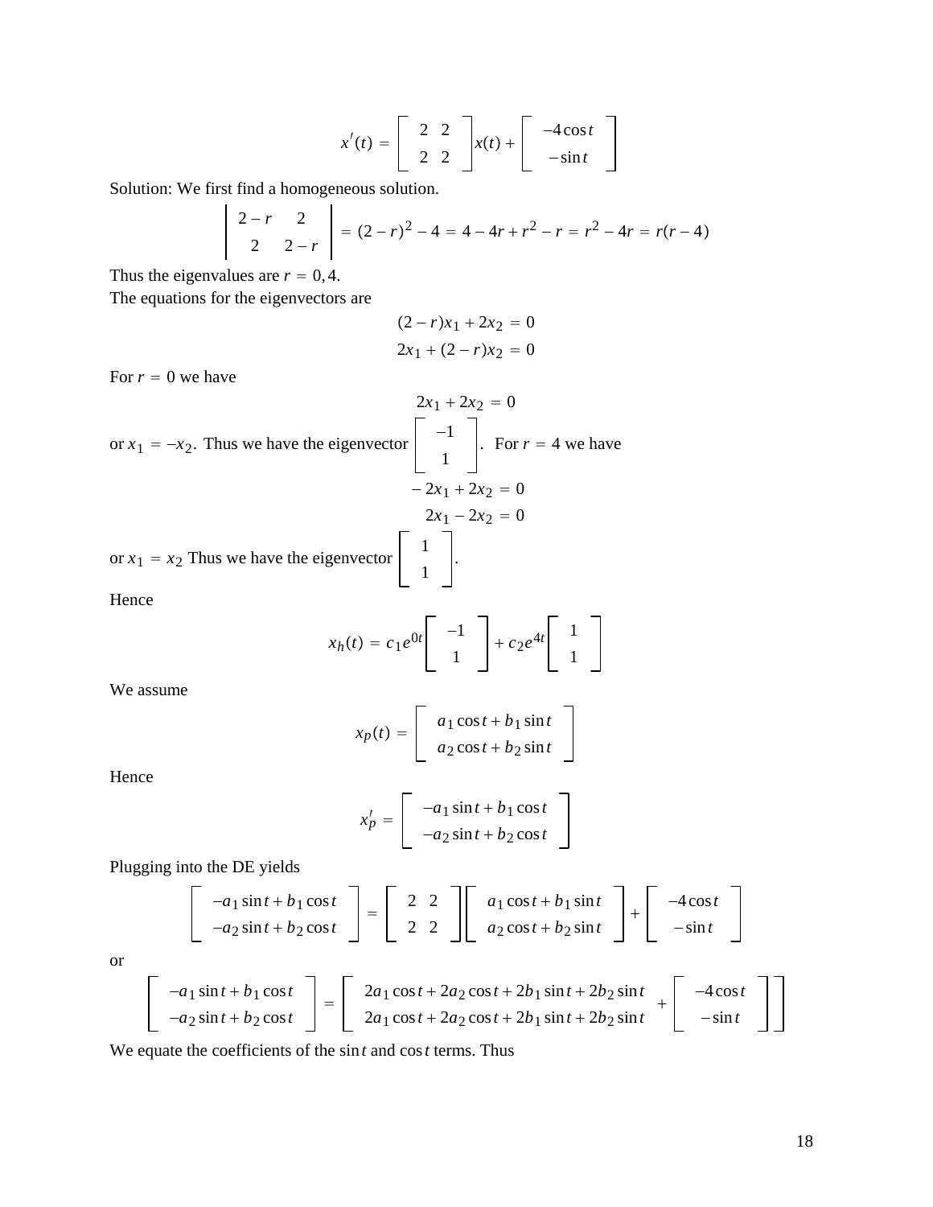$$x'(t) = \begin{bmatrix} 2 & 2 \\ 2 & 2 \end{bmatrix} x(t) + \begin{bmatrix} -4\cos t \\ -\sin t \end{bmatrix}$$

Solution: We first find a homogeneous solution.

$$\begin{vmatrix} 2-r & 2 \\ 2 & 2-r \end{vmatrix} = (2-r)^2 - 4 = 4 - 4r + r^2 - r = r^2 - 4r = r(r-4)$$

Thus the eigenvalues are $r = 0, 4$.

The equations for the eigenvectors are

$$(2-r)x_1 + 2x_2 = 0$$
$$2x_1 + (2-r)x_2 = 0$$

For $r = 0$ we have

$$2x_1 + 2x_2 = 0$$

or $x_1 = -x_2$. Thus we have the eigenvector $\begin{bmatrix} -1 \\ 1 \end{bmatrix}$. For $r = 4$ we have

$$-2x_1 + 2x_2 = 0$$
$$2x_1 - 2x_2 = 0$$

or $x_1 = x_2$ Thus we have the eigenvector $\begin{bmatrix} 1 \\ 1 \end{bmatrix}$.

Hence

$$x_h(t) = c_1 e^{0t} \begin{bmatrix} -1 \\ 1 \end{bmatrix} + c_2 e^{4t} \begin{bmatrix} 1 \\ 1 \end{bmatrix}$$

We assume

$$x_p(t) = \begin{bmatrix} a_1 \cos t + b_1 \sin t \\ a_2 \cos t + b_2 \sin t \end{bmatrix}$$

Hence

$$x_p' = \begin{bmatrix} -a_1 \sin t + b_1 \cos t \\ -a_2 \sin t + b_2 \cos t \end{bmatrix}$$

Plugging into the DE yields

$$\begin{bmatrix} -a_1 \sin t + b_1 \cos t \\ -a_2 \sin t + b_2 \cos t \end{bmatrix} = \begin{bmatrix} 2 & 2 \\ 2 & 2 \end{bmatrix} \begin{bmatrix} a_1 \cos t + b_1 \sin t \\ a_2 \cos t + b_2 \sin t \end{bmatrix} + \begin{bmatrix} -4\cos t \\ -\sin t \end{bmatrix}$$

or

$$\begin{bmatrix} -a_1 \sin t + b_1 \cos t \\ -a_2 \sin t + b_2 \cos t \end{bmatrix} = \begin{bmatrix} 2a_1 \cos t + 2a_2 \cos t + 2b_1 \sin t + 2b_2 \sin t \\ 2a_1 \cos t + 2a_2 \cos t + 2b_1 \sin t + 2b_2 \sin t \end{bmatrix} + \begin{bmatrix} -4\cos t \\ -\sin t \end{bmatrix}$$

We equate the coefficients of the $\sin t$ and $\cos t$ terms. Thus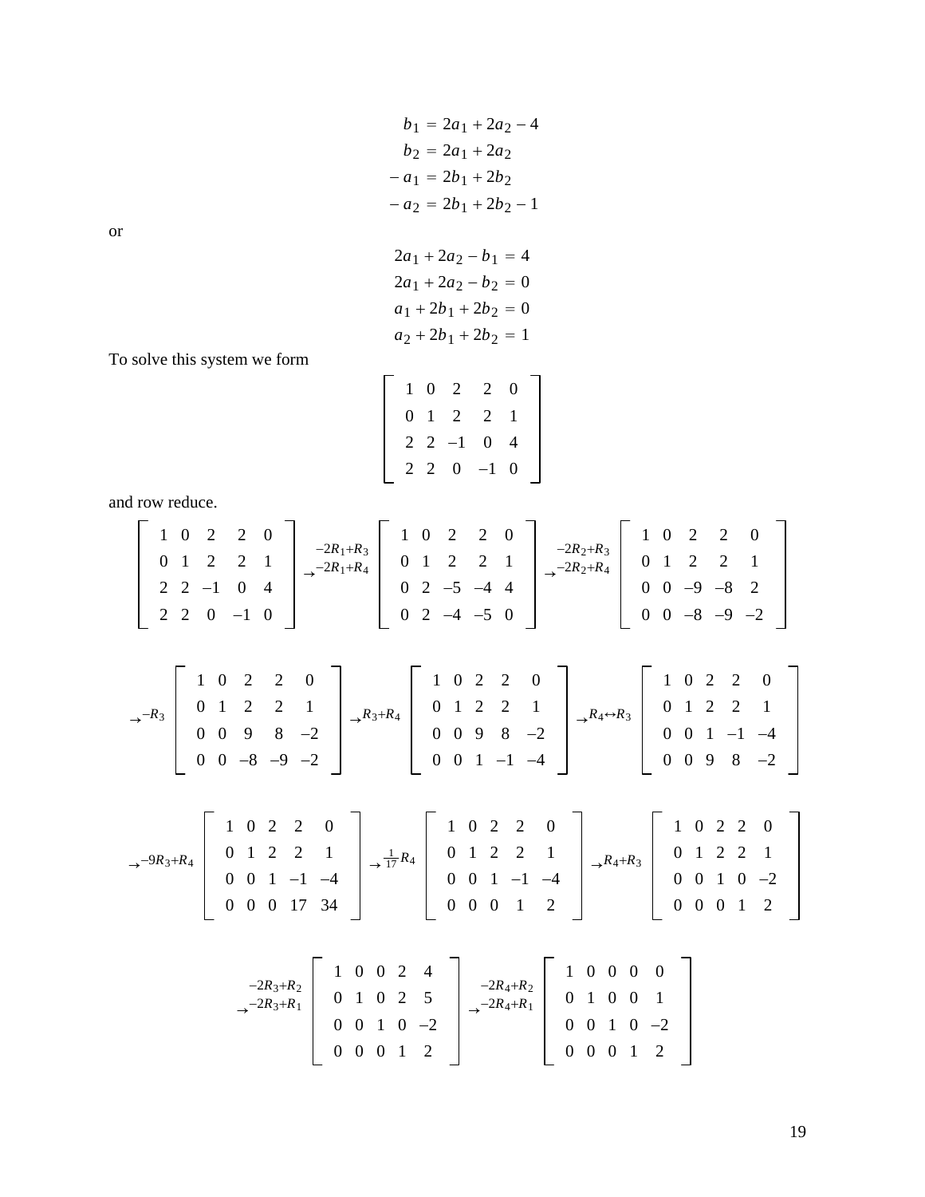$$
\begin{aligned}
b_1 &= 2a_1 + 2a_2 - 4 \\
b_2 &= 2a_1 + 2a_2 \\
-a_1 &= 2b_1 + 2b_2 \\
-a_2 &= 2b_1 + 2b_2 - 1
\end{aligned}
$$

or

$$
\begin{aligned}
2a_1 + 2a_2 - b_1 &= 4 \\
2a_1 + 2a_2 - b_2 &= 0 \\
a_1 + 2b_1 + 2b_2 &= 0 \\
a_2 + 2b_1 + 2b_2 &= 1
\end{aligned}
$$

To solve this system we form

$$
\begin{bmatrix} 1 & 0 & 2 & 2 & 0 \\ 0 & 1 & 2 & 2 & 1 \\ 2 & 2 & -1 & 0 & 4 \\ 2 & 2 & 0 & -1 & 0 \end{bmatrix}
$$

and row reduce.

$$
\begin{bmatrix} 1 & 0 & 2 & 2 & 0 \\ 0 & 1 & 2 & 2 & 1 \\ 2 & 2 & -1 & 0 & 4 \\ 2 & 2 & 0 & -1 & 0 \end{bmatrix}
\xrightarrow[-2R_1+R_4]{-2R_1+R_3}
\begin{bmatrix} 1 & 0 & 2 & 2 & 0 \\ 0 & 1 & 2 & 2 & 1 \\ 0 & 2 & -5 & -4 & 4 \\ 0 & 2 & -4 & -5 & 0 \end{bmatrix}
\xrightarrow[-2R_2+R_4]{-2R_2+R_3}
\begin{bmatrix} 1 & 0 & 2 & 2 & 0 \\ 0 & 1 & 2 & 2 & 1 \\ 0 & 0 & -9 & -8 & 2 \\ 0 & 0 & -8 & -9 & -2 \end{bmatrix}
$$

$$
\xrightarrow{-R_3}
\begin{bmatrix} 1 & 0 & 2 & 2 & 0 \\ 0 & 1 & 2 & 2 & 1 \\ 0 & 0 & 9 & 8 & -2 \\ 0 & 0 & -8 & -9 & -2 \end{bmatrix}
\xrightarrow{R_3+R_4}
\begin{bmatrix} 1 & 0 & 2 & 2 & 0 \\ 0 & 1 & 2 & 2 & 1 \\ 0 & 0 & 9 & 8 & -2 \\ 0 & 0 & 1 & -1 & -4 \end{bmatrix}
\xrightarrow{R_4 \leftrightarrow R_3}
\begin{bmatrix} 1 & 0 & 2 & 2 & 0 \\ 0 & 1 & 2 & 2 & 1 \\ 0 & 0 & 1 & -1 & -4 \\ 0 & 0 & 9 & 8 & -2 \end{bmatrix}
$$

$$
\xrightarrow{-9R_3+R_4}
\begin{bmatrix} 1 & 0 & 2 & 2 & 0 \\ 0 & 1 & 2 & 2 & 1 \\ 0 & 0 & 1 & -1 & -4 \\ 0 & 0 & 0 & 17 & 34 \end{bmatrix}
\xrightarrow{\frac{1}{17}R_4}
\begin{bmatrix} 1 & 0 & 2 & 2 & 0 \\ 0 & 1 & 2 & 2 & 1 \\ 0 & 0 & 1 & -1 & -4 \\ 0 & 0 & 0 & 1 & 2 \end{bmatrix}
\xrightarrow{R_4+R_3}
\begin{bmatrix} 1 & 0 & 2 & 2 & 0 \\ 0 & 1 & 2 & 2 & 1 \\ 0 & 0 & 1 & 0 & -2 \\ 0 & 0 & 0 & 1 & 2 \end{bmatrix}
$$

$$
\xrightarrow[-2R_3+R_1]{-2R_3+R_2}
\begin{bmatrix} 1 & 0 & 0 & 2 & 4 \\ 0 & 1 & 0 & 2 & 5 \\ 0 & 0 & 1 & 0 & -2 \\ 0 & 0 & 0 & 1 & 2 \end{bmatrix}
\xrightarrow[-2R_4+R_1]{-2R_4+R_2}
\begin{bmatrix} 1 & 0 & 0 & 0 & 0 \\ 0 & 1 & 0 & 0 & 1 \\ 0 & 0 & 1 & 0 & -2 \\ 0 & 0 & 0 & 1 & 2 \end{bmatrix}
$$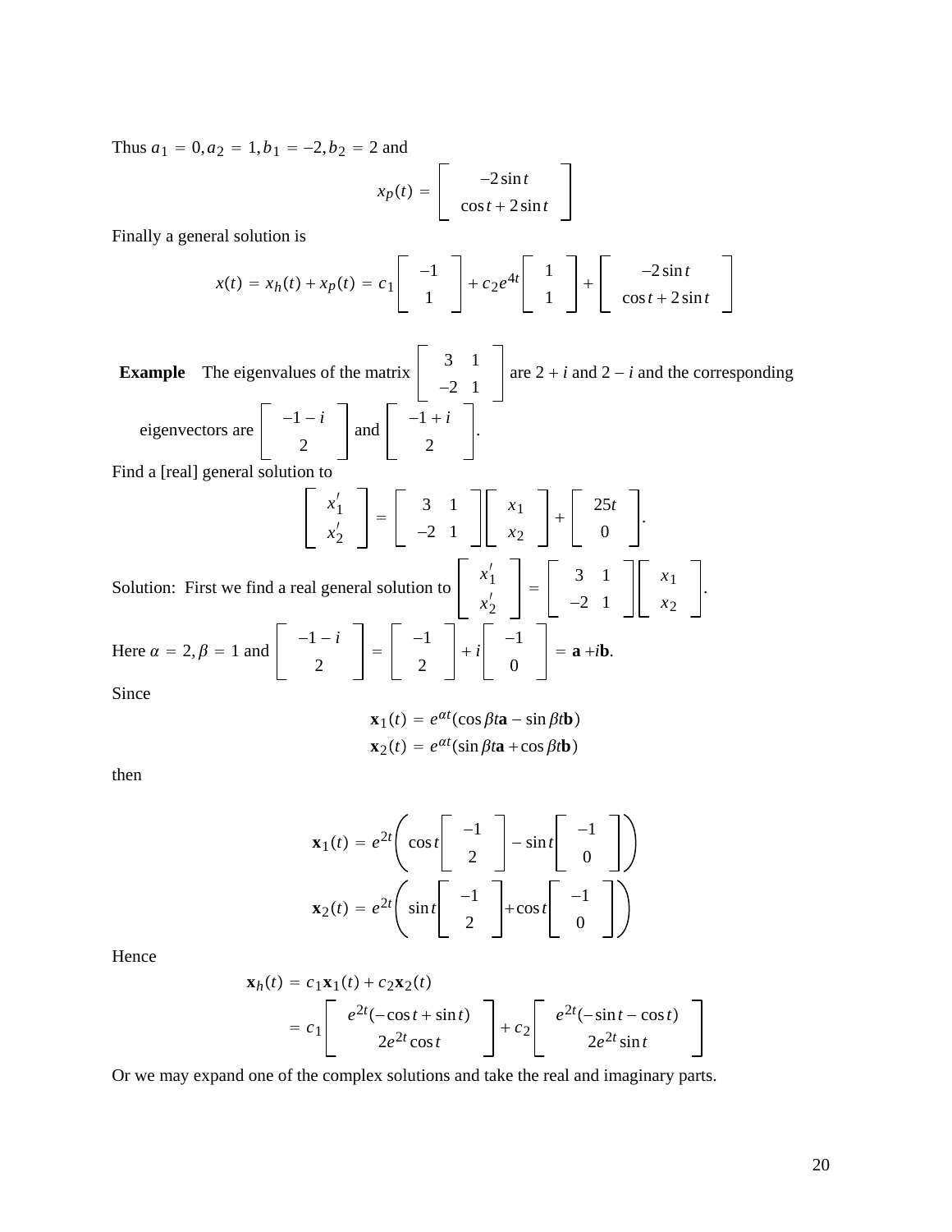Thus $a_1 = 0, a_2 = 1, b_1 = -2, b_2 = 2$ and

$$x_p(t) = \begin{bmatrix} -2\sin t \\ \cos t + 2\sin t \end{bmatrix}$$

Finally a general solution is

$$x(t) = x_h(t) + x_p(t) = c_1\begin{bmatrix} -1 \\ 1 \end{bmatrix} + c_2 e^{4t}\begin{bmatrix} 1 \\ 1 \end{bmatrix} + \begin{bmatrix} -2\sin t \\ \cos t + 2\sin t \end{bmatrix}$$

**Example** The eigenvalues of the matrix $\begin{bmatrix} 3 & 1 \\ -2 & 1 \end{bmatrix}$ are $2+i$ and $2-i$ and the corresponding eigenvectors are $\begin{bmatrix} -1-i \\ 2 \end{bmatrix}$ and $\begin{bmatrix} -1+i \\ 2 \end{bmatrix}$.

Find a [real] general solution to

$$\begin{bmatrix} x_1' \\ x_2' \end{bmatrix} = \begin{bmatrix} 3 & 1 \\ -2 & 1 \end{bmatrix}\begin{bmatrix} x_1 \\ x_2 \end{bmatrix} + \begin{bmatrix} 25t \\ 0 \end{bmatrix}.$$

Solution: First we find a real general solution to $\begin{bmatrix} x_1' \\ x_2' \end{bmatrix} = \begin{bmatrix} 3 & 1 \\ -2 & 1 \end{bmatrix}\begin{bmatrix} x_1 \\ x_2 \end{bmatrix}$.

Here $\alpha = 2, \beta = 1$ and $\begin{bmatrix} -1-i \\ 2 \end{bmatrix} = \begin{bmatrix} -1 \\ 2 \end{bmatrix} + i\begin{bmatrix} -1 \\ 0 \end{bmatrix} = \mathbf{a} + i\mathbf{b}$.

Since

$$\mathbf{x}_1(t) = e^{\alpha t}(\cos\beta t\mathbf{a} - \sin\beta t\mathbf{b})$$
$$\mathbf{x}_2(t) = e^{\alpha t}(\sin\beta t\mathbf{a} + \cos\beta t\mathbf{b})$$

then

$$\mathbf{x}_1(t) = e^{2t}\left(\cos t\begin{bmatrix} -1 \\ 2 \end{bmatrix} - \sin t\begin{bmatrix} -1 \\ 0 \end{bmatrix}\right)$$
$$\mathbf{x}_2(t) = e^{2t}\left(\sin t\begin{bmatrix} -1 \\ 2 \end{bmatrix} + \cos t\begin{bmatrix} -1 \\ 0 \end{bmatrix}\right)$$

Hence

$$\begin{aligned} \mathbf{x}_h(t) &= c_1\mathbf{x}_1(t) + c_2\mathbf{x}_2(t) \\ &= c_1\begin{bmatrix} e^{2t}(-\cos t + \sin t) \\ 2e^{2t}\cos t \end{bmatrix} + c_2\begin{bmatrix} e^{2t}(-\sin t - \cos t) \\ 2e^{2t}\sin t \end{bmatrix} \end{aligned}$$

Or we may expand one of the complex solutions and take the real and imaginary parts.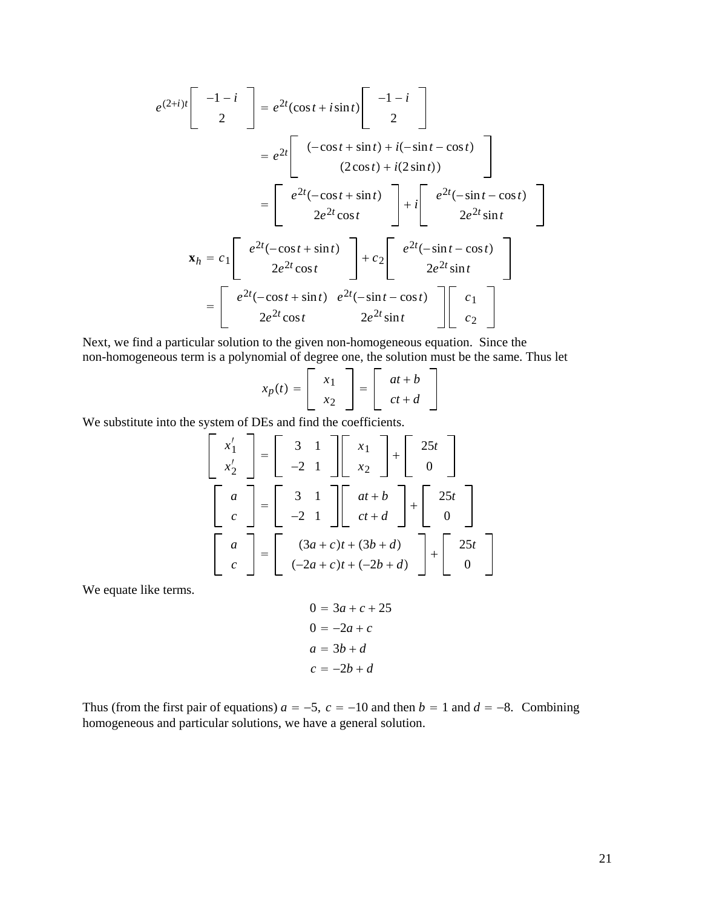$$e^{(2+i)t}\begin{bmatrix} -1-i \\ 2 \end{bmatrix} = e^{2t}(\cos t + i\sin t)\begin{bmatrix} -1-i \\ 2 \end{bmatrix}$$

$$= e^{2t}\begin{bmatrix} (-\cos t + \sin t) + i(-\sin t - \cos t) \\ (2\cos t) + i(2\sin t)) \end{bmatrix}$$

$$= \begin{bmatrix} e^{2t}(-\cos t + \sin t) \\ 2e^{2t}\cos t \end{bmatrix} + i\begin{bmatrix} e^{2t}(-\sin t - \cos t) \\ 2e^{2t}\sin t \end{bmatrix}$$

$$\mathbf{x}_h = c_1\begin{bmatrix} e^{2t}(-\cos t + \sin t) \\ 2e^{2t}\cos t \end{bmatrix} + c_2\begin{bmatrix} e^{2t}(-\sin t - \cos t) \\ 2e^{2t}\sin t \end{bmatrix}$$

$$= \begin{bmatrix} e^{2t}(-\cos t + \sin t) & e^{2t}(-\sin t - \cos t) \\ 2e^{2t}\cos t & 2e^{2t}\sin t \end{bmatrix}\begin{bmatrix} c_1 \\ c_2 \end{bmatrix}$$

Next, we find a particular solution to the given non-homogeneous equation. Since the non-homogeneous term is a polynomial of degree one, the solution must be the same. Thus let

$$x_p(t) = \begin{bmatrix} x_1 \\ x_2 \end{bmatrix} = \begin{bmatrix} at+b \\ ct+d \end{bmatrix}$$

We substitute into the system of DEs and find the coefficients.

$$\begin{bmatrix} x_1' \\ x_2' \end{bmatrix} = \begin{bmatrix} 3 & 1 \\ -2 & 1 \end{bmatrix}\begin{bmatrix} x_1 \\ x_2 \end{bmatrix} + \begin{bmatrix} 25t \\ 0 \end{bmatrix}$$

$$\begin{bmatrix} a \\ c \end{bmatrix} = \begin{bmatrix} 3 & 1 \\ -2 & 1 \end{bmatrix}\begin{bmatrix} at+b \\ ct+d \end{bmatrix} + \begin{bmatrix} 25t \\ 0 \end{bmatrix}$$

$$\begin{bmatrix} a \\ c \end{bmatrix} = \begin{bmatrix} (3a+c)t + (3b+d) \\ (-2a+c)t + (-2b+d) \end{bmatrix} + \begin{bmatrix} 25t \\ 0 \end{bmatrix}$$

We equate like terms.

$$\begin{aligned} 0 &= 3a + c + 25 \\ 0 &= -2a + c \\ a &= 3b + d \\ c &= -2b + d \end{aligned}$$

Thus (from the first pair of equations) $a = -5$, $c = -10$ and then $b = 1$ and $d = -8$. Combining homogeneous and particular solutions, we have a general solution.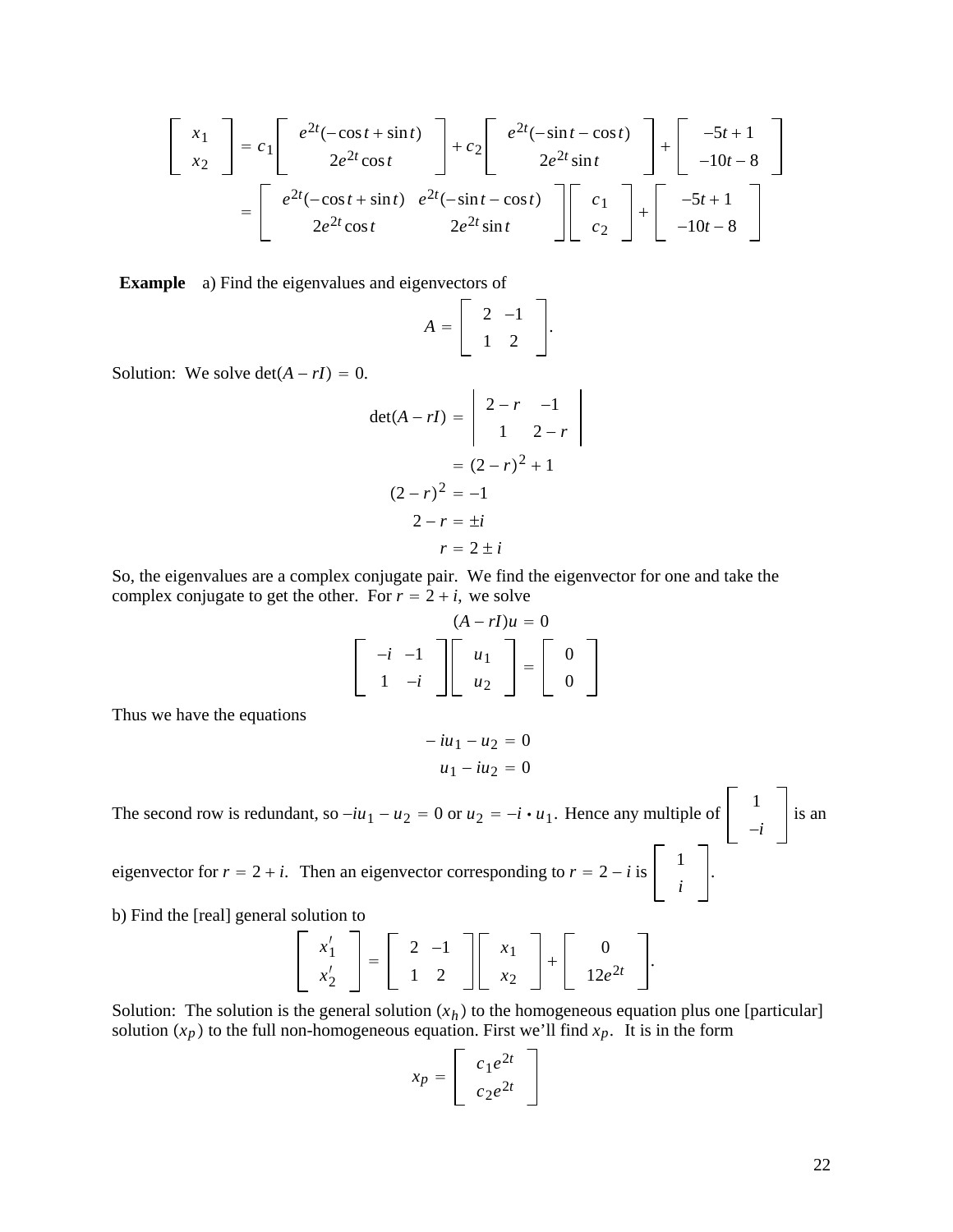$$\begin{bmatrix} x_1 \\ x_2 \end{bmatrix} = c_1 \begin{bmatrix} e^{2t}(-\cos t + \sin t) \\ 2e^{2t}\cos t \end{bmatrix} + c_2 \begin{bmatrix} e^{2t}(-\sin t - \cos t) \\ 2e^{2t}\sin t \end{bmatrix} + \begin{bmatrix} -5t+1 \\ -10t-8 \end{bmatrix}$$

$$= \begin{bmatrix} e^{2t}(-\cos t + \sin t) & e^{2t}(-\sin t - \cos t) \\ 2e^{2t}\cos t & 2e^{2t}\sin t \end{bmatrix} \begin{bmatrix} c_1 \\ c_2 \end{bmatrix} + \begin{bmatrix} -5t+1 \\ -10t-8 \end{bmatrix}$$

**Example** a) Find the eigenvalues and eigenvectors of

$$A = \begin{bmatrix} 2 & -1 \\ 1 & 2 \end{bmatrix}.$$

Solution: We solve $\det(A - rI) = 0$.

$$\det(A - rI) = \begin{vmatrix} 2-r & -1 \\ 1 & 2-r \end{vmatrix}$$

$$= (2-r)^2 + 1$$

$$(2-r)^2 = -1$$

$$2 - r = \pm i$$

$$r = 2 \pm i$$

So, the eigenvalues are a complex conjugate pair. We find the eigenvector for one and take the complex conjugate to get the other. For $r = 2 + i$, we solve

$$(A - rI)u = 0$$

$$\begin{bmatrix} -i & -1 \\ 1 & -i \end{bmatrix} \begin{bmatrix} u_1 \\ u_2 \end{bmatrix} = \begin{bmatrix} 0 \\ 0 \end{bmatrix}$$

Thus we have the equations

$$-iu_1 - u_2 = 0$$

$$u_1 - iu_2 = 0$$

The second row is redundant, so $-iu_1 - u_2 = 0$ or $u_2 = -i \cdot u_1$. Hence any multiple of $\begin{bmatrix} 1 \\ -i \end{bmatrix}$ is an eigenvector for $r = 2 + i$. Then an eigenvector corresponding to $r = 2 - i$ is $\begin{bmatrix} 1 \\ i \end{bmatrix}$.

b) Find the [real] general solution to

$$\begin{bmatrix} x_1' \\ x_2' \end{bmatrix} = \begin{bmatrix} 2 & -1 \\ 1 & 2 \end{bmatrix} \begin{bmatrix} x_1 \\ x_2 \end{bmatrix} + \begin{bmatrix} 0 \\ 12e^{2t} \end{bmatrix}.$$

Solution: The solution is the general solution ($x_h$) to the homogeneous equation plus one [particular] solution ($x_p$) to the full non-homogeneous equation. First we'll find $x_p$. It is in the form

$$x_p = \begin{bmatrix} c_1 e^{2t} \\ c_2 e^{2t} \end{bmatrix}$$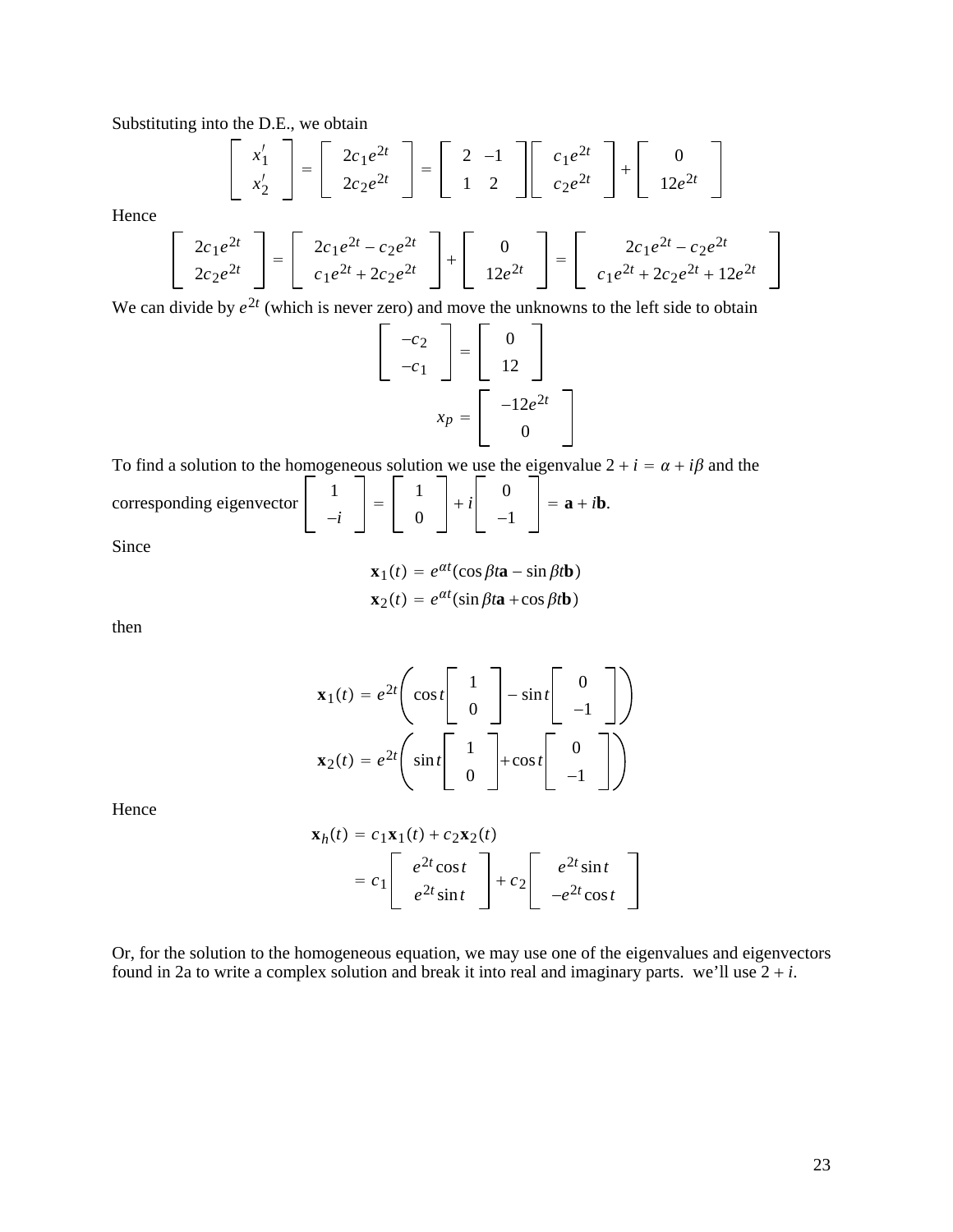Substituting into the D.E., we obtain

$$\begin{bmatrix} x_1' \\ x_2' \end{bmatrix} = \begin{bmatrix} 2c_1e^{2t} \\ 2c_2e^{2t} \end{bmatrix} = \begin{bmatrix} 2 & -1 \\ 1 & 2 \end{bmatrix} \begin{bmatrix} c_1e^{2t} \\ c_2e^{2t} \end{bmatrix} + \begin{bmatrix} 0 \\ 12e^{2t} \end{bmatrix}$$

Hence

$$\begin{bmatrix} 2c_1e^{2t} \\ 2c_2e^{2t} \end{bmatrix} = \begin{bmatrix} 2c_1e^{2t} - c_2e^{2t} \\ c_1e^{2t} + 2c_2e^{2t} \end{bmatrix} + \begin{bmatrix} 0 \\ 12e^{2t} \end{bmatrix} = \begin{bmatrix} 2c_1e^{2t} - c_2e^{2t} \\ c_1e^{2t} + 2c_2e^{2t} + 12e^{2t} \end{bmatrix}$$

We can divide by $e^{2t}$ (which is never zero) and move the unknowns to the left side to obtain

$$\begin{bmatrix} -c_2 \\ -c_1 \end{bmatrix} = \begin{bmatrix} 0 \\ 12 \end{bmatrix}$$

$$x_p = \begin{bmatrix} -12e^{2t} \\ 0 \end{bmatrix}$$

To find a solution to the homogeneous solution we use the eigenvalue $2 + i = \alpha + i\beta$ and the corresponding eigenvector $\begin{bmatrix} 1 \\ -i \end{bmatrix} = \begin{bmatrix} 1 \\ 0 \end{bmatrix} + i\begin{bmatrix} 0 \\ -1 \end{bmatrix} = \mathbf{a} + i\mathbf{b}$.

Since

$$\mathbf{x}_1(t) = e^{\alpha t}(\cos\beta t\mathbf{a} - \sin\beta t\mathbf{b})$$
$$\mathbf{x}_2(t) = e^{\alpha t}(\sin\beta t\mathbf{a} + \cos\beta t\mathbf{b})$$

then

$$\mathbf{x}_1(t) = e^{2t}\left(\cos t\begin{bmatrix} 1 \\ 0 \end{bmatrix} - \sin t\begin{bmatrix} 0 \\ -1 \end{bmatrix}\right)$$
$$\mathbf{x}_2(t) = e^{2t}\left(\sin t\begin{bmatrix} 1 \\ 0 \end{bmatrix} + \cos t\begin{bmatrix} 0 \\ -1 \end{bmatrix}\right)$$

Hence

$$\mathbf{x}_h(t) = c_1\mathbf{x}_1(t) + c_2\mathbf{x}_2(t)$$
$$= c_1\begin{bmatrix} e^{2t}\cos t \\ e^{2t}\sin t \end{bmatrix} + c_2\begin{bmatrix} e^{2t}\sin t \\ -e^{2t}\cos t \end{bmatrix}$$

Or, for the solution to the homogeneous equation, we may use one of the eigenvalues and eigenvectors found in 2a to write a complex solution and break it into real and imaginary parts. we'll use $2 + i$.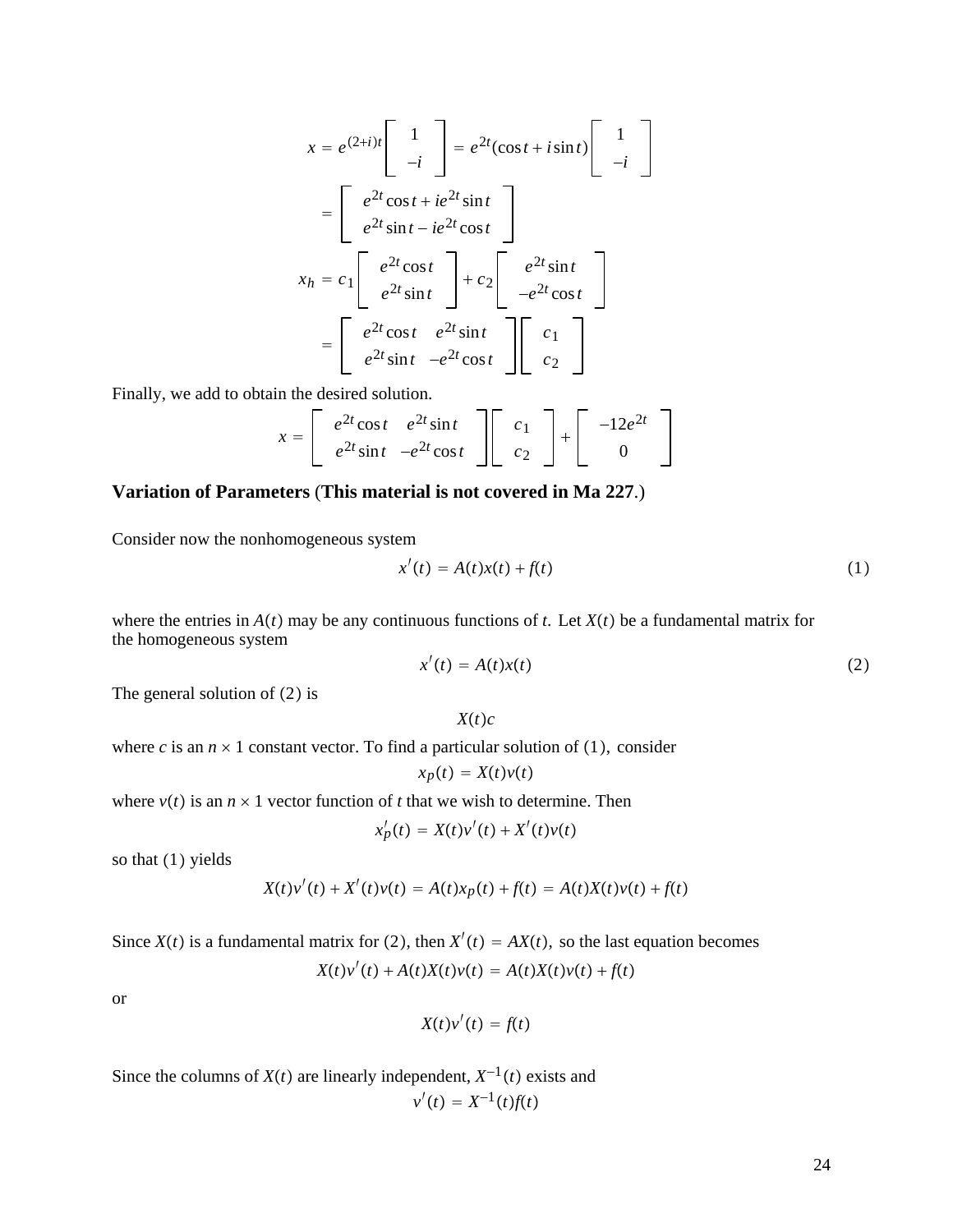$$x = e^{(2+i)t}\begin{bmatrix} 1 \\ -i \end{bmatrix} = e^{2t}(\cos t + i\sin t)\begin{bmatrix} 1 \\ -i \end{bmatrix}$$

$$= \begin{bmatrix} e^{2t}\cos t + ie^{2t}\sin t \\ e^{2t}\sin t - ie^{2t}\cos t \end{bmatrix}$$

$$x_h = c_1\begin{bmatrix} e^{2t}\cos t \\ e^{2t}\sin t \end{bmatrix} + c_2\begin{bmatrix} e^{2t}\sin t \\ -e^{2t}\cos t \end{bmatrix}$$

$$= \begin{bmatrix} e^{2t}\cos t & e^{2t}\sin t \\ e^{2t}\sin t & -e^{2t}\cos t \end{bmatrix}\begin{bmatrix} c_1 \\ c_2 \end{bmatrix}$$

Finally, we add to obtain the desired solution.

$$x = \begin{bmatrix} e^{2t}\cos t & e^{2t}\sin t \\ e^{2t}\sin t & -e^{2t}\cos t \end{bmatrix}\begin{bmatrix} c_1 \\ c_2 \end{bmatrix} + \begin{bmatrix} -12e^{2t} \\ 0 \end{bmatrix}$$

## Variation of Parameters (This material is not covered in Ma 227.)

Consider now the nonhomogeneous system

$$x'(t) = A(t)x(t) + f(t) \tag{1}$$

where the entries in $A(t)$ may be any continuous functions of $t$. Let $X(t)$ be a fundamental matrix for the homogeneous system

$$x'(t) = A(t)x(t) \tag{2}$$

The general solution of $(2)$ is

$$X(t)c$$

where $c$ is an $n \times 1$ constant vector. To find a particular solution of $(1)$, consider

$$x_p(t) = X(t)v(t)$$

where $v(t)$ is an $n \times 1$ vector function of $t$ that we wish to determine. Then

$$x_p'(t) = X(t)v'(t) + X'(t)v(t)$$

so that $(1)$ yields

$$X(t)v'(t) + X'(t)v(t) = A(t)x_p(t) + f(t) = A(t)X(t)v(t) + f(t)$$

Since $X(t)$ is a fundamental matrix for $(2)$, then $X'(t) = AX(t)$, so the last equation becomes

$$X(t)v'(t) + A(t)X(t)v(t) = A(t)X(t)v(t) + f(t)$$

or

$$X(t)v'(t) = f(t)$$

Since the columns of $X(t)$ are linearly independent, $X^{-1}(t)$ exists and

$$v'(t) = X^{-1}(t)f(t)$$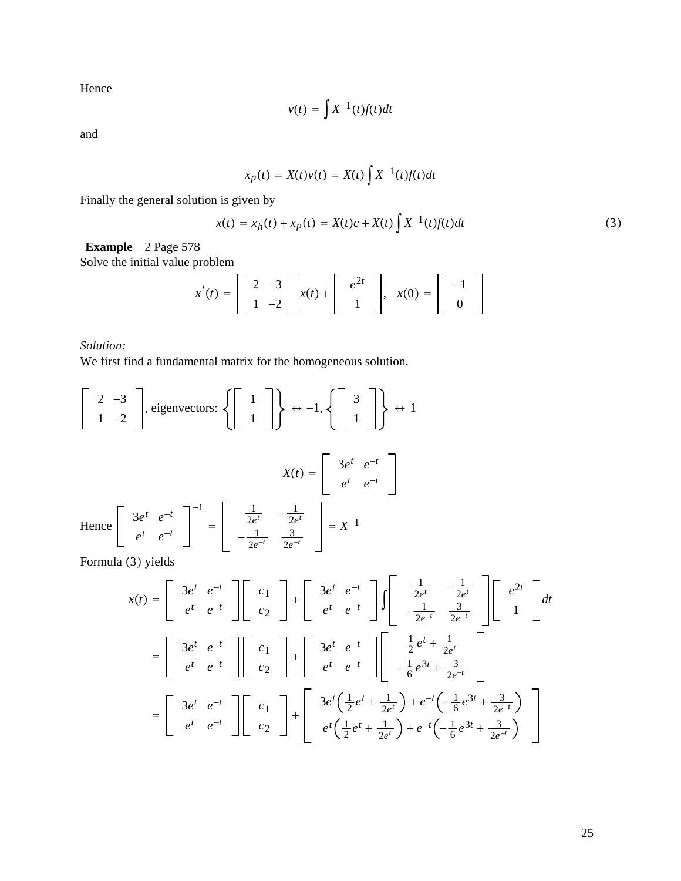Hence

$$v(t) = \int X^{-1}(t)f(t)dt$$

and

$$x_p(t) = X(t)v(t) = X(t)\int X^{-1}(t)f(t)dt$$

Finally the general solution is given by

$$x(t) = x_h(t) + x_p(t) = X(t)c + X(t)\int X^{-1}(t)f(t)dt \qquad (3)$$

**Example** 2 Page 578
Solve the initial value problem

$$x'(t) = \begin{bmatrix} 2 & -3 \\ 1 & -2 \end{bmatrix} x(t) + \begin{bmatrix} e^{2t} \\ 1 \end{bmatrix}, \quad x(0) = \begin{bmatrix} -1 \\ 0 \end{bmatrix}$$

*Solution:*
We first find a fundamental matrix for the homogeneous solution.

$$\begin{bmatrix} 2 & -3 \\ 1 & -2 \end{bmatrix}, \text{eigenvectors: } \left\{\begin{bmatrix} 1 \\ 1 \end{bmatrix}\right\} \leftrightarrow -1, \left\{\begin{bmatrix} 3 \\ 1 \end{bmatrix}\right\} \leftrightarrow 1$$

$$X(t) = \begin{bmatrix} 3e^t & e^{-t} \\ e^t & e^{-t} \end{bmatrix}$$

Hence $\begin{bmatrix} 3e^t & e^{-t} \\ e^t & e^{-t} \end{bmatrix}^{-1} = \begin{bmatrix} \frac{1}{2e^t} & -\frac{1}{2e^t} \\ -\frac{1}{2e^{-t}} & \frac{3}{2e^{-t}} \end{bmatrix} = X^{-1}$

Formula (3) yields

$$\begin{aligned}
x(t) &= \begin{bmatrix} 3e^t & e^{-t} \\ e^t & e^{-t} \end{bmatrix}\begin{bmatrix} c_1 \\ c_2 \end{bmatrix} + \begin{bmatrix} 3e^t & e^{-t} \\ e^t & e^{-t} \end{bmatrix}\int\begin{bmatrix} \frac{1}{2e^t} & -\frac{1}{2e^t} \\ -\frac{1}{2e^{-t}} & \frac{3}{2e^{-t}} \end{bmatrix}\begin{bmatrix} e^{2t} \\ 1 \end{bmatrix}dt \\
&= \begin{bmatrix} 3e^t & e^{-t} \\ e^t & e^{-t} \end{bmatrix}\begin{bmatrix} c_1 \\ c_2 \end{bmatrix} + \begin{bmatrix} 3e^t & e^{-t} \\ e^t & e^{-t} \end{bmatrix}\begin{bmatrix} \frac{1}{2}e^t + \frac{1}{2e^t} \\ -\frac{1}{6}e^{3t} + \frac{3}{2e^{-t}} \end{bmatrix} \\
&= \begin{bmatrix} 3e^t & e^{-t} \\ e^t & e^{-t} \end{bmatrix}\begin{bmatrix} c_1 \\ c_2 \end{bmatrix} + \begin{bmatrix} 3e^t\left(\frac{1}{2}e^t + \frac{1}{2e^t}\right) + e^{-t}\left(-\frac{1}{6}e^{3t} + \frac{3}{2e^{-t}}\right) \\ e^t\left(\frac{1}{2}e^t + \frac{1}{2e^t}\right) + e^{-t}\left(-\frac{1}{6}e^{3t} + \frac{3}{2e^{-t}}\right) \end{bmatrix}
\end{aligned}$$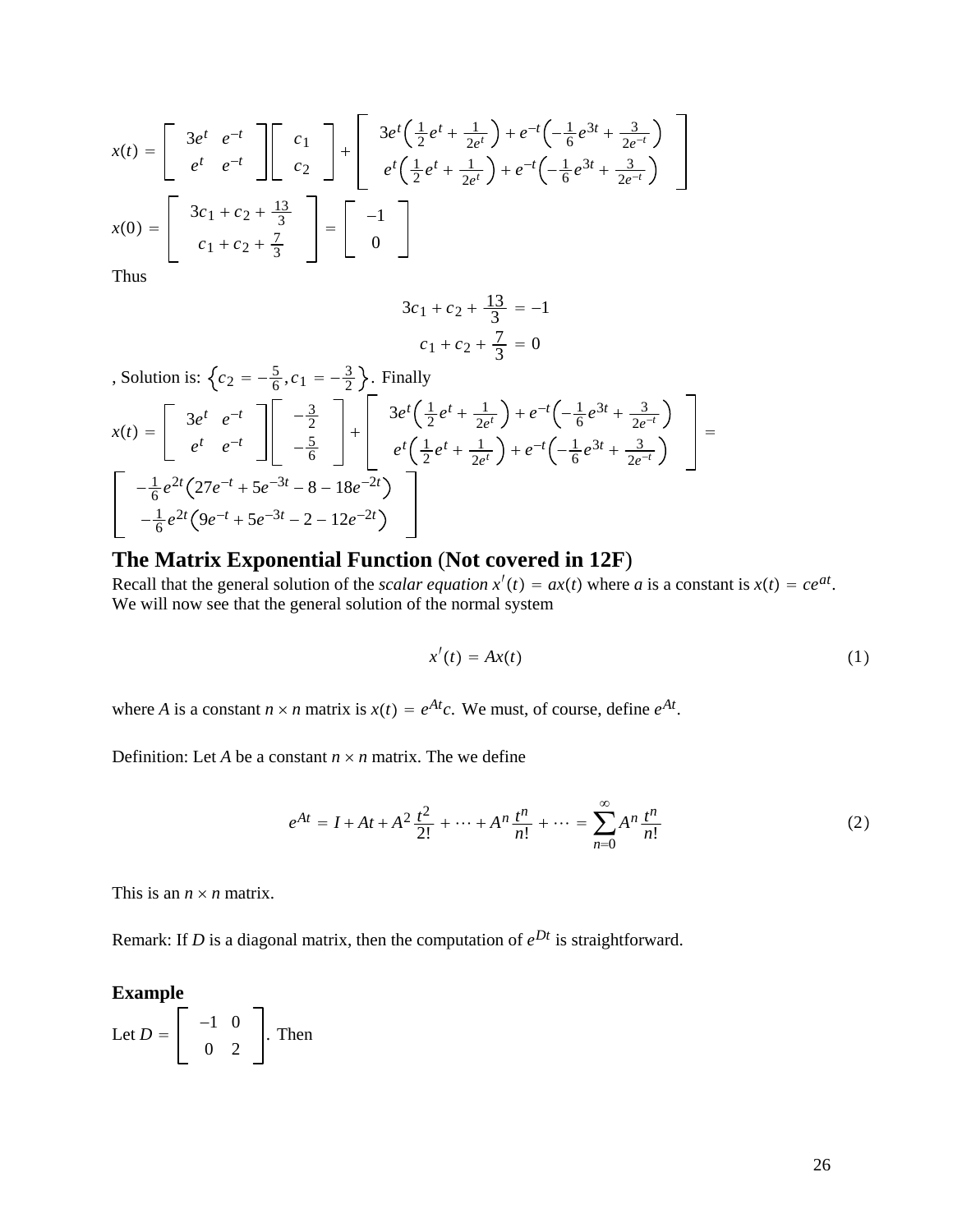$$x(t) = \begin{bmatrix} 3e^t & e^{-t} \\ e^t & e^{-t} \end{bmatrix} \begin{bmatrix} c_1 \\ c_2 \end{bmatrix} + \begin{bmatrix} 3e^t\left(\frac{1}{2}e^t + \frac{1}{2e^t}\right) + e^{-t}\left(-\frac{1}{6}e^{3t} + \frac{3}{2e^{-t}}\right) \\ e^t\left(\frac{1}{2}e^t + \frac{1}{2e^t}\right) + e^{-t}\left(-\frac{1}{6}e^{3t} + \frac{3}{2e^{-t}}\right) \end{bmatrix}$$

$$x(0) = \begin{bmatrix} 3c_1 + c_2 + \frac{13}{3} \\ c_1 + c_2 + \frac{7}{3} \end{bmatrix} = \begin{bmatrix} -1 \\ 0 \end{bmatrix}$$

Thus

$$3c_1 + c_2 + \frac{13}{3} = -1$$

$$c_1 + c_2 + \frac{7}{3} = 0$$

, Solution is: $\left\{c_2 = -\frac{5}{6}, c_1 = -\frac{3}{2}\right\}$. Finally

$$x(t) = \begin{bmatrix} 3e^t & e^{-t} \\ e^t & e^{-t} \end{bmatrix} \begin{bmatrix} -\frac{3}{2} \\ -\frac{5}{6} \end{bmatrix} + \begin{bmatrix} 3e^t\left(\frac{1}{2}e^t + \frac{1}{2e^t}\right) + e^{-t}\left(-\frac{1}{6}e^{3t} + \frac{3}{2e^{-t}}\right) \\ e^t\left(\frac{1}{2}e^t + \frac{1}{2e^t}\right) + e^{-t}\left(-\frac{1}{6}e^{3t} + \frac{3}{2e^{-t}}\right) \end{bmatrix} =$$

$$\begin{bmatrix} -\frac{1}{6}e^{2t}\left(27e^{-t} + 5e^{-3t} - 8 - 18e^{-2t}\right) \\ -\frac{1}{6}e^{2t}\left(9e^{-t} + 5e^{-3t} - 2 - 12e^{-2t}\right) \end{bmatrix}$$

## The Matrix Exponential Function (Not covered in 12F)

Recall that the general solution of the *scalar equation* $x'(t) = ax(t)$ where $a$ is a constant is $x(t) = ce^{at}$. We will now see that the general solution of the normal system

$$x'(t) = Ax(t) \tag{1}$$

where $A$ is a constant $n \times n$ matrix is $x(t) = e^{At}c$. We must, of course, define $e^{At}$.

Definition: Let $A$ be a constant $n \times n$ matrix. The we define

$$e^{At} = I + At + A^2\frac{t^2}{2!} + \cdots + A^n\frac{t^n}{n!} + \cdots = \sum_{n=0}^{\infty} A^n\frac{t^n}{n!} \tag{2}$$

This is an $n \times n$ matrix.

Remark: If $D$ is a diagonal matrix, then the computation of $e^{Dt}$ is straightforward.

**Example**

Let $D = \begin{bmatrix} -1 & 0 \\ 0 & 2 \end{bmatrix}$. Then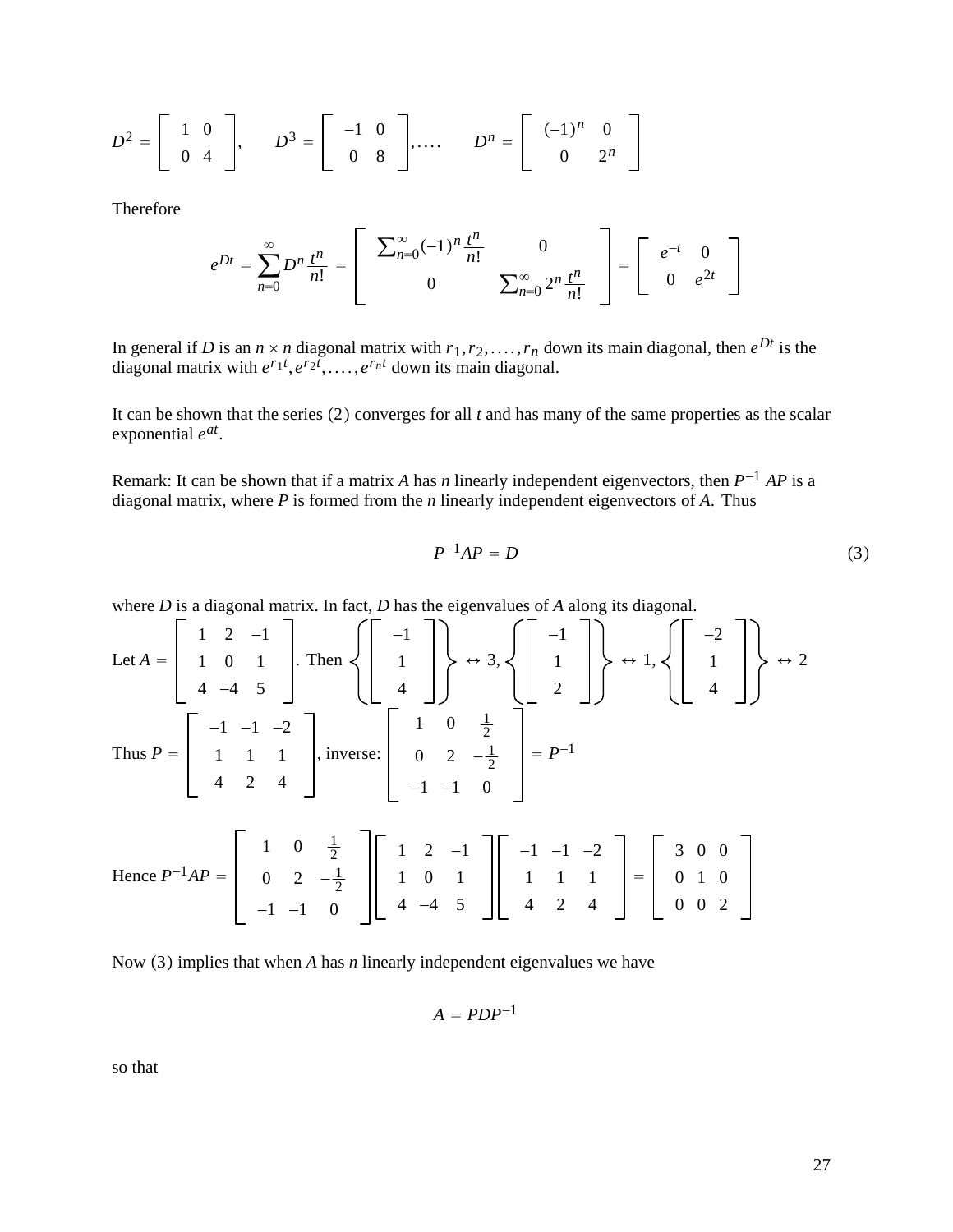$$D^2 = \begin{bmatrix} 1 & 0 \\ 0 & 4 \end{bmatrix}, \qquad D^3 = \begin{bmatrix} -1 & 0 \\ 0 & 8 \end{bmatrix}, \ldots. \qquad D^n = \begin{bmatrix} (-1)^n & 0 \\ 0 & 2^n \end{bmatrix}$$

Therefore

$$e^{Dt} = \sum_{n=0}^{\infty} D^n \frac{t^n}{n!} = \begin{bmatrix} \sum_{n=0}^{\infty} (-1)^n \frac{t^n}{n!} & 0 \\ 0 & \sum_{n=0}^{\infty} 2^n \frac{t^n}{n!} \end{bmatrix} = \begin{bmatrix} e^{-t} & 0 \\ 0 & e^{2t} \end{bmatrix}$$

In general if $D$ is an $n \times n$ diagonal matrix with $r_1, r_2, \ldots, r_n$ down its main diagonal, then $e^{Dt}$ is the diagonal matrix with $e^{r_1 t}, e^{r_2 t}, \ldots, e^{r_n t}$ down its main diagonal.

It can be shown that the series $(2)$ converges for all $t$ and has many of the same properties as the scalar exponential $e^{at}$.

Remark: It can be shown that if a matrix $A$ has $n$ linearly independent eigenvectors, then $P^{-1}AP$ is a diagonal matrix, where $P$ is formed from the $n$ linearly independent eigenvectors of $A$. Thus

$$P^{-1}AP = D \tag{3}$$

where $D$ is a diagonal matrix. In fact, $D$ has the eigenvalues of $A$ along its diagonal.

Let $A = \begin{bmatrix} 1 & 2 & -1 \\ 1 & 0 & 1 \\ 4 & -4 & 5 \end{bmatrix}$. Then $\left\{ \begin{bmatrix} -1 \\ 1 \\ 4 \end{bmatrix} \right\} \leftrightarrow 3$, $\left\{ \begin{bmatrix} -1 \\ 1 \\ 2 \end{bmatrix} \right\} \leftrightarrow 1$, $\left\{ \begin{bmatrix} -2 \\ 1 \\ 4 \end{bmatrix} \right\} \leftrightarrow 2$

Thus $P = \begin{bmatrix} -1 & -1 & -2 \\ 1 & 1 & 1 \\ 4 & 2 & 4 \end{bmatrix}$, inverse: $\begin{bmatrix} 1 & 0 & \frac{1}{2} \\ 0 & 2 & -\frac{1}{2} \\ -1 & -1 & 0 \end{bmatrix} = P^{-1}$

$$\text{Hence } P^{-1}AP = \begin{bmatrix} 1 & 0 & \frac{1}{2} \\ 0 & 2 & -\frac{1}{2} \\ -1 & -1 & 0 \end{bmatrix} \begin{bmatrix} 1 & 2 & -1 \\ 1 & 0 & 1 \\ 4 & -4 & 5 \end{bmatrix} \begin{bmatrix} -1 & -1 & -2 \\ 1 & 1 & 1 \\ 4 & 2 & 4 \end{bmatrix} = \begin{bmatrix} 3 & 0 & 0 \\ 0 & 1 & 0 \\ 0 & 0 & 2 \end{bmatrix}$$

Now $(3)$ implies that when $A$ has $n$ linearly independent eigenvalues we have

$$A = PDP^{-1}$$

so that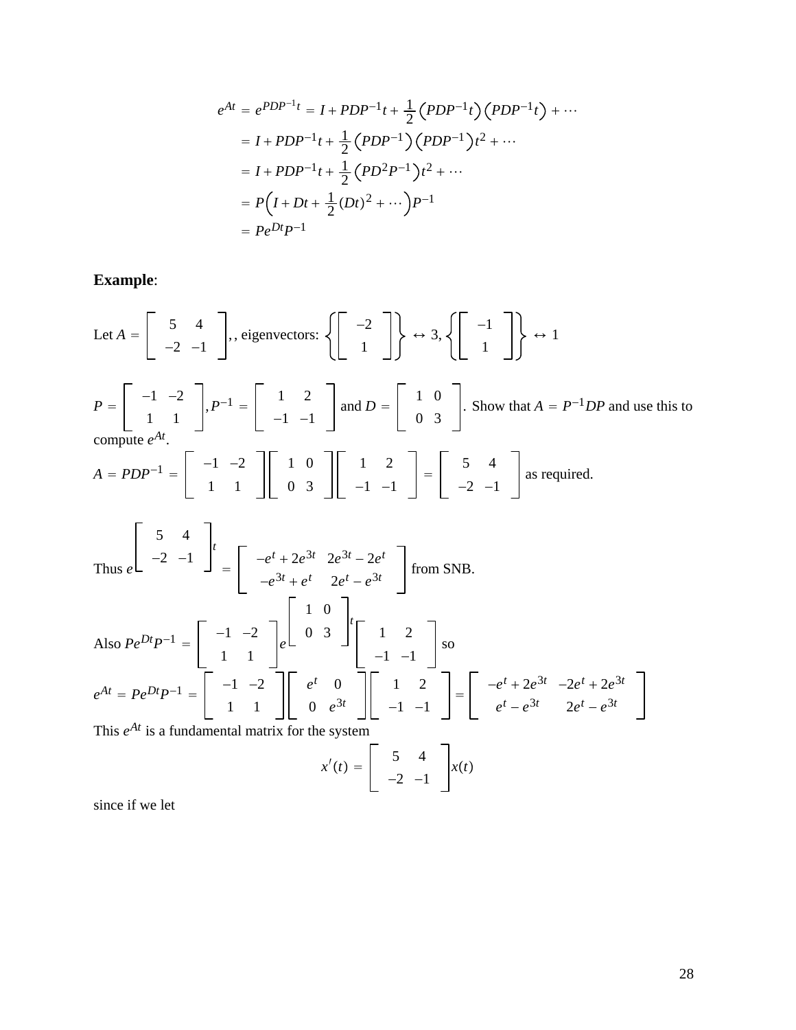$$
\begin{aligned}
e^{At} &= e^{PDP^{-1}t} = I + PDP^{-1}t + \frac{1}{2}\left(PDP^{-1}t\right)\left(PDP^{-1}t\right) + \cdots \\
&= I + PDP^{-1}t + \frac{1}{2}\left(PDP^{-1}\right)\left(PDP^{-1}\right)t^2 + \cdots \\
&= I + PDP^{-1}t + \frac{1}{2}\left(PD^2P^{-1}\right)t^2 + \cdots \\
&= P\Big(I + Dt + \frac{1}{2}(Dt)^2 + \cdots\Big)P^{-1} \\
&= Pe^{Dt}P^{-1}
\end{aligned}
$$

**Example**:

Let $A = \begin{bmatrix} 5 & 4 \\ -2 & -1 \end{bmatrix}$,, eigenvectors: $\left\{\begin{bmatrix} -2 \\ 1 \end{bmatrix}\right\} \leftrightarrow 3, \left\{\begin{bmatrix} -1 \\ 1 \end{bmatrix}\right\} \leftrightarrow 1$

$P = \begin{bmatrix} -1 & -2 \\ 1 & 1 \end{bmatrix}, P^{-1} = \begin{bmatrix} 1 & 2 \\ -1 & -1 \end{bmatrix}$ and $D = \begin{bmatrix} 1 & 0 \\ 0 & 3 \end{bmatrix}$. Show that $A = P^{-1}DP$ and use this to compute $e^{At}$.

$A = PDP^{-1} = \begin{bmatrix} -1 & -2 \\ 1 & 1 \end{bmatrix}\begin{bmatrix} 1 & 0 \\ 0 & 3 \end{bmatrix}\begin{bmatrix} 1 & 2 \\ -1 & -1 \end{bmatrix} = \begin{bmatrix} 5 & 4 \\ -2 & -1 \end{bmatrix}$ as required.

Thus $e^{\begin{bmatrix} 5 & 4 \\ -2 & -1 \end{bmatrix}t} = \begin{bmatrix} -e^t + 2e^{3t} & 2e^{3t} - 2e^t \\ -e^{3t} + e^t & 2e^t - e^{3t} \end{bmatrix}$ from SNB.

Also $Pe^{Dt}P^{-1} = \begin{bmatrix} -1 & -2 \\ 1 & 1 \end{bmatrix} e^{\begin{bmatrix} 1 & 0 \\ 0 & 3 \end{bmatrix}t} \begin{bmatrix} 1 & 2 \\ -1 & -1 \end{bmatrix}$ so

$e^{At} = Pe^{Dt}P^{-1} = \begin{bmatrix} -1 & -2 \\ 1 & 1 \end{bmatrix}\begin{bmatrix} e^t & 0 \\ 0 & e^{3t} \end{bmatrix}\begin{bmatrix} 1 & 2 \\ -1 & -1 \end{bmatrix} = \begin{bmatrix} -e^t + 2e^{3t} & -2e^t + 2e^{3t} \\ e^t - e^{3t} & 2e^t - e^{3t} \end{bmatrix}$

This $e^{At}$ is a fundamental matrix for the system

$$
x'(t) = \begin{bmatrix} 5 & 4 \\ -2 & -1 \end{bmatrix} x(t)
$$

since if we let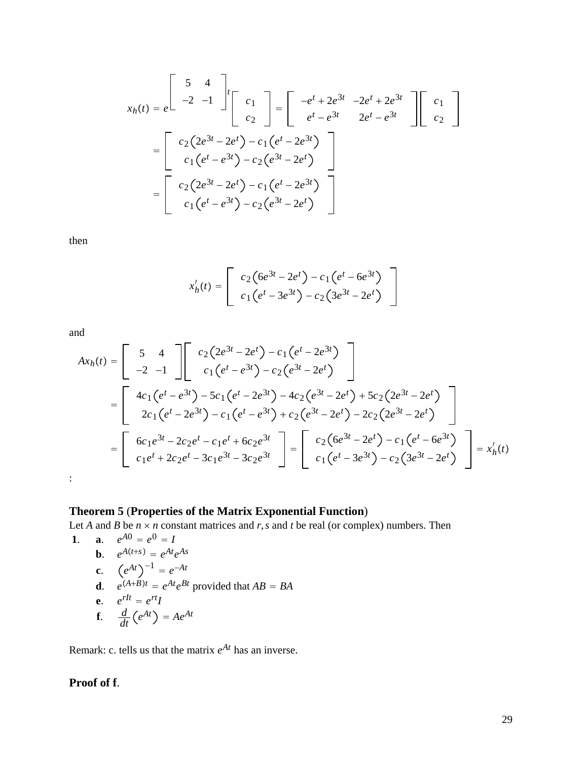$$
x_h(t) = e^{\begin{bmatrix} 5 & 4 \\ -2 & -1 \end{bmatrix} t} \begin{bmatrix} c_1 \\ c_2 \end{bmatrix} = \begin{bmatrix} -e^t + 2e^{3t} & -2e^t + 2e^{3t} \\ e^t - e^{3t} & 2e^t - e^{3t} \end{bmatrix} \begin{bmatrix} c_1 \\ c_2 \end{bmatrix}
$$

$$
= \begin{bmatrix} c_2\left(2e^{3t} - 2e^t\right) - c_1\left(e^t - 2e^{3t}\right) \\ c_1\left(e^t - e^{3t}\right) - c_2\left(e^{3t} - 2e^t\right) \end{bmatrix}
$$

$$
= \begin{bmatrix} c_2\left(2e^{3t} - 2e^t\right) - c_1\left(e^t - 2e^{3t}\right) \\ c_1\left(e^t - e^{3t}\right) - c_2\left(e^{3t} - 2e^t\right) \end{bmatrix}
$$

then

$$
x_h'(t) = \begin{bmatrix} c_2\left(6e^{3t} - 2e^t\right) - c_1\left(e^t - 6e^{3t}\right) \\ c_1\left(e^t - 3e^{3t}\right) - c_2\left(3e^{3t} - 2e^t\right) \end{bmatrix}
$$

and

$$
Ax_h(t) = \begin{bmatrix} 5 & 4 \\ -2 & -1 \end{bmatrix} \begin{bmatrix} c_2\left(2e^{3t} - 2e^t\right) - c_1\left(e^t - 2e^{3t}\right) \\ c_1\left(e^t - e^{3t}\right) - c_2\left(e^{3t} - 2e^t\right) \end{bmatrix}
$$

$$
= \begin{bmatrix} 4c_1\left(e^t - e^{3t}\right) - 5c_1\left(e^t - 2e^{3t}\right) - 4c_2\left(e^{3t} - 2e^t\right) + 5c_2\left(2e^{3t} - 2e^t\right) \\ 2c_1\left(e^t - 2e^{3t}\right) - c_1\left(e^t - e^{3t}\right) + c_2\left(e^{3t} - 2e^t\right) - 2c_2\left(2e^{3t} - 2e^t\right) \end{bmatrix}
$$

$$
= \begin{bmatrix} 6c_1e^{3t} - 2c_2e^t - c_1e^t + 6c_2e^{3t} \\ c_1e^t + 2c_2e^t - 3c_1e^{3t} - 3c_2e^{3t} \end{bmatrix} = \begin{bmatrix} c_2\left(6e^{3t} - 2e^t\right) - c_1\left(e^t - 6e^{3t}\right) \\ c_1\left(e^t - 3e^{3t}\right) - c_2\left(3e^{3t} - 2e^t\right) \end{bmatrix} = x_h'(t)
$$

:

**Theorem 5** (**Properties of the Matrix Exponential Function**)

Let $A$ and $B$ be $n \times n$ constant matrices and $r, s$ and $t$ be real (or complex) numbers. Then

**1**. **a**. $e^{A0} = e^0 = I$

**b**. $e^{A(t+s)} = e^{At}e^{As}$

**c**. $\left(e^{At}\right)^{-1} = e^{-At}$

**d**. $e^{(A+B)t} = e^{At}e^{Bt}$ provided that $AB = BA$

**e**. $e^{rIt} = e^{rt}I$

**f**. $\dfrac{d}{dt}\left(e^{At}\right) = Ae^{At}$

Remark: c. tells us that the matrix $e^{At}$ has an inverse.

**Proof of f**.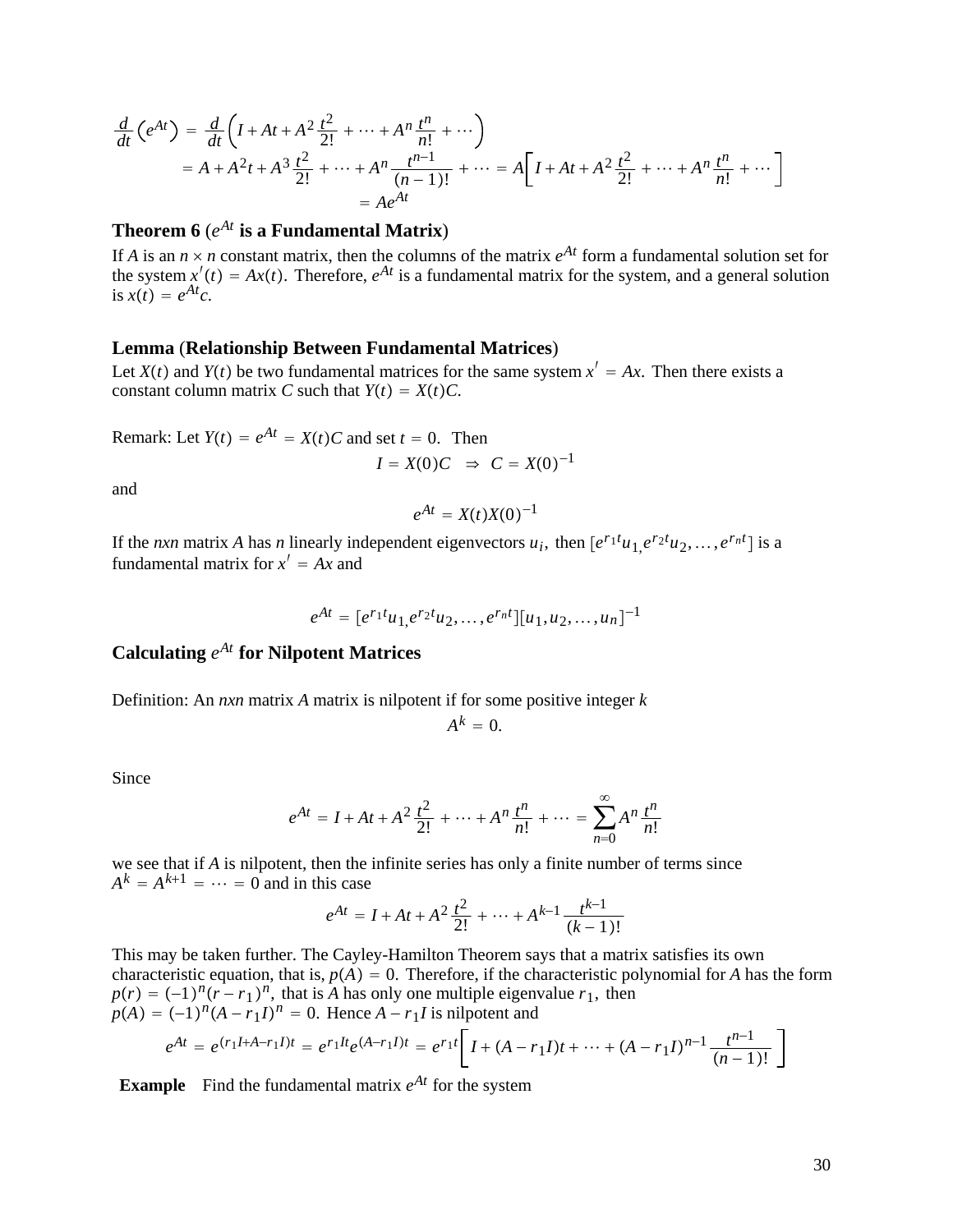$$\frac{d}{dt}\left(e^{At}\right) = \frac{d}{dt}\left(I + At + A^2\frac{t^2}{2!} + \cdots + A^n\frac{t^n}{n!} + \cdots\right)$$
$$= A + A^2t + A^3\frac{t^2}{2!} + \cdots + A^n\frac{t^{n-1}}{(n-1)!} + \cdots = A\left[I + At + A^2\frac{t^2}{2!} + \cdots + A^n\frac{t^n}{n!} + \cdots\right]$$
$$= Ae^{At}$$

### Theorem 6 ($e^{At}$ is a Fundamental Matrix)

If $A$ is an $n \times n$ constant matrix, then the columns of the matrix $e^{At}$ form a fundamental solution set for the system $x'(t) = Ax(t)$. Therefore, $e^{At}$ is a fundamental matrix for the system, and a general solution is $x(t) = e^{At}c$.

### Lemma (Relationship Between Fundamental Matrices)

Let $X(t)$ and $Y(t)$ be two fundamental matrices for the same system $x' = Ax$. Then there exists a constant column matrix $C$ such that $Y(t) = X(t)C$.

Remark: Let $Y(t) = e^{At} = X(t)C$ and set $t = 0$. Then

$$I = X(0)C \;\; \Rightarrow \;\; C = X(0)^{-1}$$

and

$$e^{At} = X(t)X(0)^{-1}$$

If the *nxn* matrix $A$ has $n$ linearly independent eigenvectors $u_i$, then $[e^{r_1t}u_1, e^{r_2t}u_2, \ldots, e^{r_nt}]$ is a fundamental matrix for $x' = Ax$ and

$$e^{At} = [e^{r_1t}u_1, e^{r_2t}u_2, \ldots, e^{r_nt}][u_1, u_2, \ldots, u_n]^{-1}$$

## Calculating $e^{At}$ for Nilpotent Matrices

Definition: An *nxn* matrix $A$ matrix is nilpotent if for some positive integer $k$

$$A^k = 0.$$

Since

$$e^{At} = I + At + A^2\frac{t^2}{2!} + \cdots + A^n\frac{t^n}{n!} + \cdots = \sum_{n=0}^{\infty} A^n\frac{t^n}{n!}$$

we see that if $A$ is nilpotent, then the infinite series has only a finite number of terms since $A^k = A^{k+1} = \cdots = 0$ and in this case

$$e^{At} = I + At + A^2\frac{t^2}{2!} + \cdots + A^{k-1}\frac{t^{k-1}}{(k-1)!}$$

This may be taken further. The Cayley-Hamilton Theorem says that a matrix satisfies its own characteristic equation, that is, $p(A) = 0$. Therefore, if the characteristic polynomial for $A$ has the form $p(r) = (-1)^n(r - r_1)^n$, that is $A$ has only one multiple eigenvalue $r_1$, then $p(A) = (-1)^n(A - r_1I)^n = 0$. Hence $A - r_1I$ is nilpotent and

$$e^{At} = e^{(r_1I + A - r_1I)t} = e^{r_1It}e^{(A-r_1I)t} = e^{r_1t}\left[I + (A - r_1I)t + \cdots + (A - r_1I)^{n-1}\frac{t^{n-1}}{(n-1)!}\right]$$

**Example** Find the fundamental matrix $e^{At}$ for the system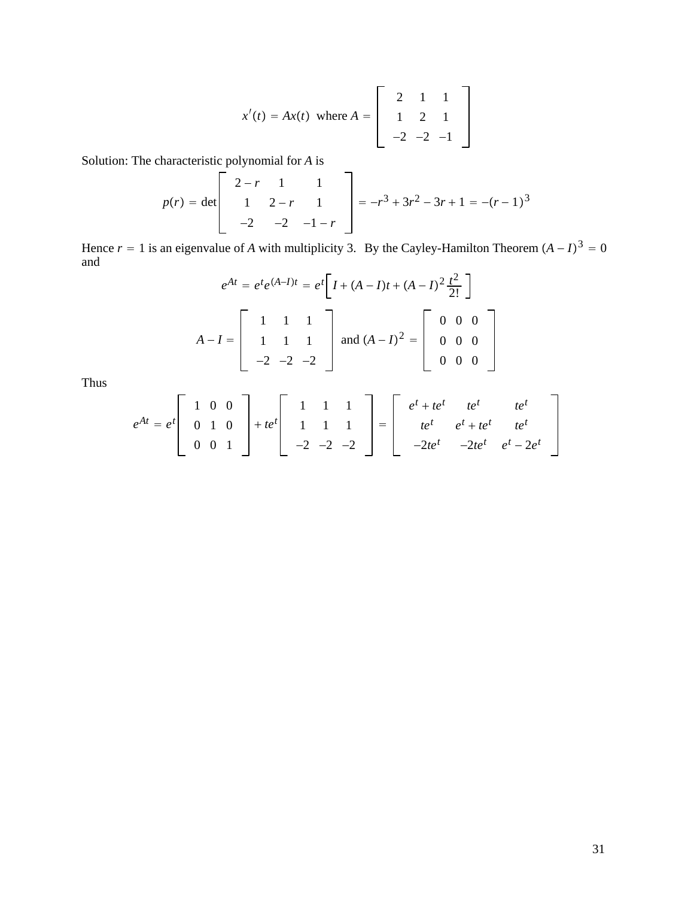$$x'(t) = Ax(t) \text{ where } A = \begin{bmatrix} 2 & 1 & 1 \\ 1 & 2 & 1 \\ -2 & -2 & -1 \end{bmatrix}$$

Solution: The characteristic polynomial for $A$ is

$$p(r) = \det\begin{bmatrix} 2-r & 1 & 1 \\ 1 & 2-r & 1 \\ -2 & -2 & -1-r \end{bmatrix} = -r^3 + 3r^2 - 3r + 1 = -(r-1)^3$$

Hence $r = 1$ is an eigenvalue of $A$ with multiplicity 3. By the Cayley-Hamilton Theorem $(A-I)^3 = 0$ and

$$e^{At} = e^t e^{(A-I)t} = e^t\left[ I + (A-I)t + (A-I)^2 \frac{t^2}{2!} \right]$$

$$A - I = \begin{bmatrix} 1 & 1 & 1 \\ 1 & 1 & 1 \\ -2 & -2 & -2 \end{bmatrix} \text{ and } (A-I)^2 = \begin{bmatrix} 0 & 0 & 0 \\ 0 & 0 & 0 \\ 0 & 0 & 0 \end{bmatrix}$$

Thus

$$e^{At} = e^t\begin{bmatrix} 1 & 0 & 0 \\ 0 & 1 & 0 \\ 0 & 0 & 1 \end{bmatrix} + te^t\begin{bmatrix} 1 & 1 & 1 \\ 1 & 1 & 1 \\ -2 & -2 & -2 \end{bmatrix} = \begin{bmatrix} e^t + te^t & te^t & te^t \\ te^t & e^t + te^t & te^t \\ -2te^t & -2te^t & e^t - 2e^t \end{bmatrix}$$